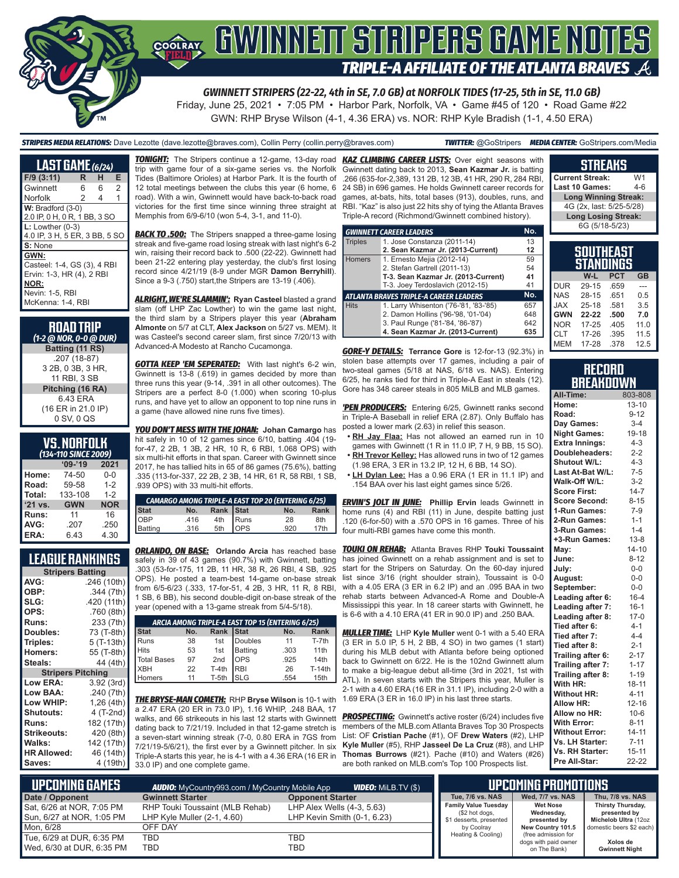# GWINNETT STRIPERS GAME NOTES

## TRIPLE-A AFFILIATE OF THE ATLANTA BRAVES

**GWINNETT STRIPERS (22-22, 4th in SE, 7.0 GB) at NORFOLK TIDES (17-25, 5th in SE, 11.0 GB)**

Friday, June 25, 2021 • 7:05 PM • Harbor Park, Norfolk, VA • Game #45 of 120 • Road Game #22

GWN: RHP Bryse Wilson (4-1, 4.36 ERA) vs. NOR: RHP Kyle Bradish (1-1, 4.50 ERA)

**STRIPERS MEDIA RELATIONS:** Dave Lezotte (dave.lezotte@braves.com), Collin Perry (collin.perry@braves.com) **TWITTER:** @GoStripers **MEDIA CENTER:** GoStripers.com/Media

## LAST GAME (6/24)

| F/9 (3:11) | R | H | E |
|---|---|---|---|
| Gwinnett | 6 | 6 | 2 |
| Norfolk | 2 | 4 | 1 |

**W:** Bradford (3-0)
2.0 IP, 0 H, 0 R, 1 BB, 3 SO

**L:** Lowther (0-3)
4.0 IP, 3 H, 5 ER, 3 BB, 5 SO

**S:** None

**GWN:**
Casteel: 1-4, GS (3), 4 RBI
Ervin: 1-3, HR (4), 2 RBI

**NOR:**
Nevin: 1-5, RBI
McKenna: 1-4, RBI

## ROAD TRIP
*(1-2 @ NOR, 0-0 @ DUR)*

**Batting (11 RS)**
.207 (18-87)
3 2B, 0 3B, 3 HR,
11 RBI, 3 SB

**Pitching (16 RA)**
6.43 ERA
(16 ER in 21.0 IP)
0 SV, 0 QS

## VS. NORFOLK
*(134-110 SINCE 2009)*

| | '09-'19 | 2021 |
|---|---|---|
| Home: | 74-50 | 0-0 |
| Road: | 59-58 | 1-2 |
| Total: | 133-108 | 1-2 |
| '21 vs. | GWN | NOR |
| Runs: | 11 | 16 |
| AVG: | .207 | .250 |
| ERA: | 6.43 | 4.30 |

## LEAGUE RANKINGS

| Stripers Batting | |
|---|---|
| AVG: | .246 (10th) |
| OBP: | .344 (7th) |
| SLG: | .420 (11th) |
| OPS: | .760 (8th) |
| Runs: | 233 (7th) |
| Doubles: | 73 (T-8th) |
| Triples: | 5 (T-13th) |
| Homers: | 55 (T-8th) |
| Steals: | 44 (4th) |
| **Stripers Pitching** | |
| Low ERA: | 3.92 (3rd) |
| Low BAA: | .240 (7th) |
| Low WHIP: | 1.26 (4th) |
| Shutouts: | 4 (T-2nd) |
| Runs: | 182 (17th) |
| Strikeouts: | 420 (8th) |
| Walks: | 142 (17th) |
| HR Allowed: | 46 (14th) |
| Saves: | 4 (19th) |

**TONIGHT:** The Stripers continue a 12-game, 13-day road trip with game four of a six-game series vs. the Norfolk Tides (Baltimore Orioles) at Harbor Park. It is the fourth of 12 total meetings between the clubs this year (6 home, 6 road). With a win, Gwinnett would have back-to-back road victories for the first time since winning three straight at Memphis from 6/9-6/10 (won 5-4, 3-1, and 11-0).

**BACK TO .500:** The Stripers snapped a three-game losing streak and five-game road losing streak with last night's 6-2 win, raising their record back to .500 (22-22). Gwinnett had been 21-22 entering play yesterday, the club's first losing record since 4/21/19 (8-9 under MGR **Damon Berryhill**). Since a 9-3 (.750) start,the Stripers are 13-19 (.406).

**ALRIGHT, WE'RE SLAMMIN':** **Ryan Casteel** blasted a grand slam (off LHP Zac Lowther) to win the game last night, the third slam by a Stripers player this year (**Abraham Almonte** on 5/7 at CLT, **Alex Jackson** on 5/27 vs. MEM). It was Casteel's second career slam, first since 7/20/13 with Advanced-A Modesto at Rancho Cucamonga.

**GOTTA KEEP 'EM SEPERATED:** With last night's 6-2 win, Gwinnett is 13-8 (.619) in games decided by more than three runs this year (9-14, .391 in all other outcomes). The Stripers are a perfect 8-0 (1.000) when scoring 10-plus runs, and have yet to allow an opponent to top nine runs in a game (have allowed nine runs five times).

**YOU DON'T MESS WITH THE JOHAN:** **Johan Camargo** has hit safely in 10 of 12 games since 6/10, batting .404 (19-for-47, 2 2B, 1 3B, 2 HR, 10 R, 6 RBI, 1.068 OPS) with six multi-hit efforts in that span. Career with Gwinnett since 2017, he has tallied hits in 65 of 86 games (75.6%), batting .335 (113-for-337, 22 2B, 2 3B, 14 HR, 61 R, 58 RBI, 1 SB, .939 OPS) with 33 multi-hit efforts.

| CAMARGO AMONG TRIPLE-A EAST TOP 20 (ENTERING 6/25) | | | | | |
|---|---|---|---|---|---|
| Stat | No. | Rank | Stat | No. | Rank |
| OBP | .416 | 4th | Runs | 28 | 8th |
| Batting | .316 | 5th | OPS | .920 | 17th |

**ORLANDO, ON BASE:** **Orlando Arcia** has reached base safely in 39 of 43 games (90.7%) with Gwinnett, batting .303 (53-for-175, 11 2B, 11 HR, 38 R, 26 RBI, 4 SB, .925 OPS). He posted a team-best 14-game on-base streak from 6/5-6/23 (.333, 17-for-51, 4 2B, 3 HR, 11 R, 8 RBI, 1 SB, 6 BB), his second double-digit on-base streak of the year (opened with a 13-game streak from 5/4-5/18).

| ARCIA AMONG TRIPLE-A EAST TOP 15 (ENTERING 6/25) | | | | | |
|---|---|---|---|---|---|
| Stat | No. | Rank | Stat | No. | Rank |
| Runs | 38 | 1st | Doubles | 11 | T-7th |
| Hits | 53 | 1st | Batting | .303 | 11th |
| Total Bases | 97 | 2nd | OPS | .925 | 14th |
| XBH | 22 | T-4th | RBI | 26 | T-14th |
| Homers | 11 | T-5th | SLG | .554 | 15th |

**THE BRYSE-MAN COMETH:** RHP **Bryse Wilson** is 10-1 with a 2.47 ERA (20 ER in 73.0 IP), 1.16 WHIP, .248 BAA, 17 walks, and 66 strikeouts in his last 12 starts with Gwinnett dating back to 7/21/19. Included in that 12-game stretch is a seven-start winning streak (7-0, 0.80 ERA in 7GS from 7/21/19-5/6/21), the first ever by a Gwinnett pitcher. In six Triple-A starts this year, he is 4-1 with a 4.36 ERA (16 ER in 33.0 IP) and one complete game.

**KAZ CLIMBING CAREER LISTS:** Over eight seasons with Gwinnett dating back to 2013, **Sean Kazmar Jr.** is batting .266 (635-for-2,389, 131 2B, 12 3B, 41 HR, 290 R, 284 RBI, 24 SB) in 696 games. He holds Gwinnett career records for games, at-bats, hits, total bases (913), doubles, runs, and RBI. "Kaz" is also just 22 hits shy of tying the Atlanta Braves Triple-A record (Richmond/Gwinnett combined history).

| GWINNETT CAREER LEADERS | | No. |
|---|---|---|
| Triples | 1. Jose Constanza (2011-14) | 13 |
| | **2. Sean Kazmar Jr. (2013-Current)** | **12** |
| Homers | 1. Ernesto Mejia (2012-14) | 59 |
| | 2. Stefan Gartrell (2011-13) | 54 |
| | **T-3. Sean Kazmar Jr. (2013-Current)** | **41** |
| | T-3. Joey Terdoslavich (2012-15) | 41 |
| **ATLANTA BRAVES TRIPLE-A CAREER LEADERS** | | **No.** |
| Hits | 1. Larry Whisenton ('76-'81, '83-'85) | 657 |
| | 2. Damon Hollins ('96-'98, '01-'04) | 648 |
| | 3. Paul Runge ('81-'84, '86-'87) | 642 |
| | **4. Sean Kazmar Jr. (2013-Current)** | **635** |

**GORE-Y DETAILS:** **Terrance Gore** is 12-for-13 (92.3%) in stolen base attempts over 17 games, including a pair of two-steal games (5/18 at NAS, 6/18 vs. NAS). Entering 6/25, he ranks tied for third in Triple-A East in steals (12). Gore has 348 career steals in 805 MiLB and MLB games.

**'PEN PRODUCERS:** Entering 6/25, Gwinnett ranks second in Triple-A Baseball in relief ERA (2.87). Only Buffalo has posted a lower mark (2.63) in relief this season.

- **RH Jay Flaa:** Has not allowed an earned run in 10 games with Gwinnett (1 R in 11.0 IP, 7 H, 9 BB, 15 SO).
- **RH Trevor Kelley:** Has allowed runs in two of 12 games (1.98 ERA, 3 ER in 13.2 IP, 12 H, 6 BB, 14 SO).
- **LH Dylan Lee:** Has a 0.96 ERA (1 ER in 11.1 IP) and .154 BAA over his last eight games since 5/26.

**ERVIN'S JOLT IN JUNE:** **Phillip Ervin** leads Gwinnett in home runs (4) and RBI (11) in June, despite batting just .120 (6-for-50) with a .570 OPS in 16 games. Three of his four multi-RBI games have come this month.

**TOUKI ON REHAB:** Atlanta Braves RHP **Touki Toussaint** has joined Gwinnett on a rehab assignment and is set to start for the Stripers on Saturday. On the 60-day injured list since 3/16 (right shoulder strain), Toussaint is 0-0 with a 4.05 ERA (3 ER in 6.2 IP) and an .095 BAA in two rehab starts between Advanced-A Rome and Double-A Mississippi this year. In 18 career starts with Gwinnett, he is 6-6 with a 4.10 ERA (41 ER in 90.0 IP) and .250 BAA.

**MULLER TIME:** LHP **Kyle Muller** went 0-1 with a 5.40 ERA (3 ER in 5.0 IP, 5 H, 2 BB, 4 SO) in two games (1 start) during his MLB debut with Atlanta before being optioned back to Gwinnett on 6/22. He is the 102nd Gwinnett alum to make a big-league debut all-time (3rd in 2021, 1st with ATL). In seven starts with the Stripers this year, Muller is 2-1 with a 4.60 ERA (16 ER in 31.1 IP), including 2-0 with a 1.69 ERA (3 ER in 16.0 IP) in his last three starts.

**PROSPECTING:** Gwinnett's active roster (6/24) includes five members of the MLB.com Atlanta Braves Top 30 Prospects List: OF **Cristian Pache** (#1), OF **Drew Waters** (#2), LHP **Kyle Muller** (#5), RHP **Jasseel De La Cruz** (#8), and LHP **Thomas Burrows** (#21). Pache (#10) and Waters (#26) are both ranked on MLB.com's Top 100 Prospects list.

## STREAKS

| | |
|---|---|
| Current Streak: | W1 |
| Last 10 Games: | 4-6 |
| **Long Winning Streak:** | |
| 4G (2x, last: 5/25-5/28) | |
| **Long Losing Streak:** | |
| 6G (5/18-5/23) | |

## SOUTHEAST STANDINGS

| | W-L | PCT | GB |
|---|---|---|---|
| DUR | 29-15 | .659 | --- |
| NAS | 28-15 | .651 | 0.5 |
| JAX | 25-18 | .581 | 3.5 |
| **GWN** | **22-22** | **.500** | **7.0** |
| NOR | 17-25 | .405 | 11.0 |
| CLT | 17-26 | .395 | 11.5 |
| MEM | 17-28 | .378 | 12.5 |

## RECORD BREAKDOWN

| | |
|---|---|
| All-Time: | 803-808 |
| Home: | 13-10 |
| Road: | 9-12 |
| Day Games: | 3-4 |
| Night Games: | 19-18 |
| Extra Innings: | 4-3 |
| Doubleheaders: | 2-2 |
| Shutout W/L: | 4-3 |
| Last At-Bat W/L: | 7-5 |
| Walk-Off W/L: | 3-2 |
| Score First: | 14-7 |
| Score Second: | 8-15 |
| 1-Run Games: | 7-9 |
| 2-Run Games: | 1-1 |
| 3-Run Games: | 1-4 |
| +3-Run Games: | 13-8 |
| May: | 14-10 |
| June: | 8-12 |
| July: | 0-0 |
| August: | 0-0 |
| September: | 0-0 |
| Leading after 6: | 16-4 |
| Leading after 7: | 16-1 |
| Leading after 8: | 17-0 |
| Tied after 6: | 4-1 |
| Tied after 7: | 4-4 |
| Tied after 8: | 2-1 |
| Trailing after 6: | 2-17 |
| Trailing after 7: | 1-17 |
| Trailing after 8: | 1-19 |
| With HR: | 18-11 |
| Without HR: | 4-11 |
| Allow HR: | 12-16 |
| Allow no HR: | 10-6 |
| With Error: | 8-11 |
| Without Error: | 14-11 |
| Vs. LH Starter: | 7-11 |
| Vs. RH Starter: | 15-11 |
| Pre All-Star: | 22-22 |

## UPCOMING GAMES

**AUDIO:** MyCountry993.com / MyCountry Mobile App **VIDEO:** MiLB.TV ($)

| Date / Opponent | Gwinnett Starter | Opponent Starter |
|---|---|---|
| Sat, 6/26 at NOR, 7:05 PM | RHP Touki Toussaint (MLB Rehab) | LHP Alex Wells (4-3, 5.63) |
| Sun, 6/27 at NOR, 1:05 PM | LHP Kyle Muller (2-1, 4.60) | LHP Kevin Smith (0-1, 6.23) |
| Mon, 6/28 | OFF DAY | |
| Tue, 6/29 at DUR, 6:35 PM | TBD | TBD |
| Wed, 6/30 at DUR, 6:35 PM | TBD | TBD |

## UPCOMING PROMOTIONS

| Tue, 7/6 vs. NAS | Wed, 7/7 vs. NAS | Thu, 7/8 vs. NAS |
|---|---|---|
| **Family Value Tuesday** ($2 hot dogs, $1 desserts, presented by Coolray Heating & Cooling) | **Wet Nose Wednesday, presented by New Country 101.5** (free admission for dogs with paid owner on The Bank) | **Thirsty Thursday, presented by Michelob Ultra** (12oz domestic beers $2 each) **Xolos de Gwinnett Night** |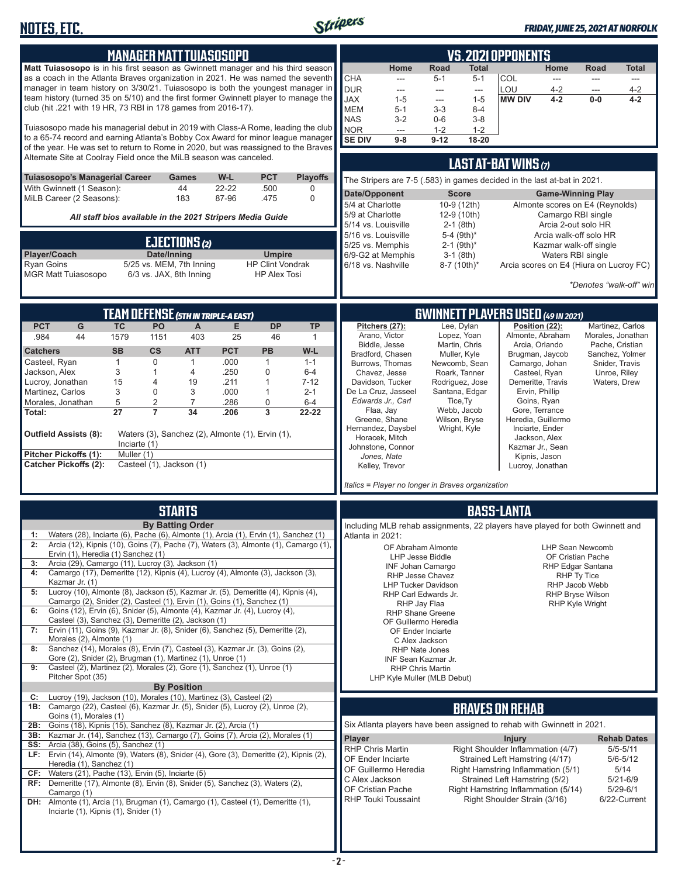## MANAGER MATT TUIASOSOPO

**Matt Tuiasosopo** is in his first season as Gwinnett manager and his third season as a coach in the Atlanta Braves organization in 2021. He was named the seventh manager in team history on 3/30/21. Tuiasosopo is both the youngest manager in team history (turned 35 on 5/10) and the first former Gwinnett player to manage the club (hit .221 with 19 HR, 73 RBI in 178 games from 2016-17).

Tuiasosopo made his managerial debut in 2019 with Class-A Rome, leading the club to a 65-74 record and earning Atlanta's Bobby Cox Award for minor league manager of the year. He was set to return to Rome in 2020, but was reassigned to the Braves Alternate Site at Coolray Field once the MiLB season was canceled.

| Tuiasosopo's Managerial Career | Games | W-L | PCT | Playoffs |
|---|---|---|---|---|
| With Gwinnett (1 Season): | 44 | 22-22 | .500 | 0 |
| MiLB Career (2 Seasons): | 183 | 87-96 | .475 | 0 |

*All staff bios available in the 2021 Stripers Media Guide*

## EJECTIONS (2)

| Player/Coach | Date/Inning | Umpire |
|---|---|---|
| Ryan Goins | 5/25 vs. MEM, 7th Inning | HP Clint Vondrak |
| MGR Matt Tuiasosopo | 6/3 vs. JAX, 8th Inning | HP Alex Tosi |

## VS. 2021 OPPONENTS

| | Home | Road | Total | | Home | Road | Total |
|---|---|---|---|---|---|---|---|
| CHA | --- | 5-1 | 5-1 | COL | --- | --- | --- |
| DUR | --- | --- | --- | LOU | 4-2 | --- | 4-2 |
| JAX | 1-5 | --- | 1-5 | **MW DIV** | **4-2** | **0-0** | **4-2** |
| MEM | 5-1 | 3-3 | 8-4 | | | | |
| NAS | 3-2 | 0-6 | 3-8 | | | | |
| NOR | --- | 1-2 | 1-2 | | | | |
| **SE DIV** | **9-8** | **9-12** | **18-20** | | | | |

## LAST AT-BAT WINS (7)

The Stripers are 7-5 (.583) in games decided in the last at-bat in 2021.

| Date/Opponent | Score | Game-Winning Play |
|---|---|---|
| 5/4 at Charlotte | 10-9 (12th) | Almonte scores on E4 (Reynolds) |
| 5/9 at Charlotte | 12-9 (10th) | Camargo RBI single |
| 5/14 vs. Louisville | 2-1 (8th) | Arcia 2-out solo HR |
| 5/16 vs. Louisville | 5-4 (9th)* | Arcia walk-off solo HR |
| 5/25 vs. Memphis | 2-1 (9th)* | Kazmar walk-off single |
| 6/9-G2 at Memphis | 3-1 (8th) | Waters RBI single |
| 6/18 vs. Nashville | 8-7 (10th)* | Arcia scores on E4 (Hiura on Lucroy FC) |

*\*Denotes "walk-off" win*

## TEAM DEFENSE (5TH IN TRIPLE-A EAST)

| PCT | G | TC | PO | A | E | DP | TP |
|---|---|---|---|---|---|---|---|
| .984 | 44 | 1579 | 1151 | 403 | 25 | 46 | 1 |

| Catchers | SB | CS | ATT | PCT | PB | W-L |
|---|---|---|---|---|---|---|
| Casteel, Ryan | 1 | 0 | 1 | .000 | 1 | 1-1 |
| Jackson, Alex | 3 | 1 | 4 | .250 | 0 | 6-4 |
| Lucroy, Jonathan | 15 | 4 | 19 | .211 | 1 | 7-12 |
| Martinez, Carlos | 3 | 0 | 3 | .000 | 1 | 2-1 |
| Morales, Jonathan | 5 | 2 | 7 | .286 | 0 | 6-4 |
| **Total:** | **27** | **7** | **34** | **.206** | **3** | **22-22** |

**Outfield Assists (8):** Waters (3), Sanchez (2), Almonte (1), Ervin (1), Inciarte (1)

**Pitcher Pickoffs (1):** Muller (1)

**Catcher Pickoffs (2):** Casteel (1), Jackson (1)

## GWINNETT PLAYERS USED (49 IN 2021)

**Pitchers (27):** Arano, Victor; Biddle, Jesse; Bradford, Chasen; Burrows, Thomas; Chavez, Jesse; Davidson, Tucker; De La Cruz, Jasseel; *Edwards Jr., Carl*; Flaa, Jay; Greene, Shane; Hernandez, Daysbel; Horacek, Mitch; Johnstone, Connor; *Jones, Nate*; Kelley, Trevor; Lee, Dylan; Lopez, Yoan; Martin, Chris; Muller, Kyle; Newcomb, Sean; Roark, Tanner; Rodriguez, Jose; Santana, Edgar; Tice, Ty; Webb, Jacob; Wilson, Bryse; Wright, Kyle

**Position (22):** Almonte, Abraham; Arcia, Orlando; Brugman, Jaycob; Camargo, Johan; Casteel, Ryan; Demeritte, Travis; Ervin, Phillip; Goins, Ryan; Gore, Terrance; Heredia, Guillermo; Inciarte, Ender; Jackson, Alex; Kazmar Jr., Sean; Kipnis, Jason; Lucroy, Jonathan; Martinez, Carlos; Morales, Jonathan; Pache, Cristian; Sanchez, Yolmer; Snider, Travis; Unroe, Riley; Waters, Drew

*Italics = Player no longer in Braves organization*

## STARTS

**By Batting Order**

- **1:** Waters (28), Inciarte (6), Pache (6), Almonte (1), Arcia (1), Ervin (1), Sanchez (1)
- **2:** Arcia (12), Kipnis (10), Goins (7), Pache (7), Waters (3), Almonte (1), Camargo (1), Ervin (1), Heredia (1) Sanchez (1)
- **3:** Arcia (29), Camargo (11), Lucroy (3), Jackson (1)
- **4:** Camargo (17), Demeritte (12), Kipnis (4), Lucroy (4), Almonte (3), Jackson (3), Kazmar Jr. (1)
- **5:** Lucroy (10), Almonte (8), Jackson (5), Kazmar Jr. (5), Demeritte (4), Kipnis (4), Camargo (2), Snider (2), Casteel (1), Ervin (1), Goins (1), Sanchez (1)
- **6:** Goins (12), Ervin (6), Snider (5), Almonte (4), Kazmar Jr. (4), Lucroy (4), Casteel (3), Sanchez (3), Demeritte (2), Jackson (1)
- **7:** Ervin (11), Goins (9), Kazmar Jr. (8), Snider (6), Sanchez (5), Demeritte (2), Morales (2), Almonte (1)
- **8:** Sanchez (14), Morales (8), Ervin (7), Casteel (3), Kazmar Jr. (3), Goins (2), Gore (2), Snider (2), Brugman (1), Martinez (1), Unroe (1)
- **9:** Casteel (2), Martinez (2), Morales (2), Gore (1), Sanchez (1), Unroe (1) Pitcher Spot (35)

**By Position**

- **C:** Lucroy (19), Jackson (10), Morales (10), Martinez (3), Casteel (2)
- **1B:** Camargo (22), Casteel (6), Kazmar Jr. (5), Snider (5), Lucroy (2), Unroe (2), Goins (1), Morales (1)
- **2B:** Goins (18), Kipnis (15), Sanchez (8), Kazmar Jr. (2), Arcia (1)
- **3B:** Kazmar Jr. (14), Sanchez (13), Camargo (7), Goins (7), Arcia (2), Morales (1)
- **SS:** Arcia (38), Goins (5), Sanchez (1)
- **LF:** Ervin (14), Almonte (9), Waters (8), Snider (4), Gore (3), Demeritte (2), Kipnis (2), Heredia (1), Sanchez (1)
- **CF:** Waters (21), Pache (13), Ervin (5), Inciarte (5)
- **RF:** Demeritte (17), Almonte (8), Ervin (8), Snider (5), Sanchez (3), Waters (2), Camargo (1)
- **DH:** Almonte (1), Arcia (1), Brugman (1), Camargo (1), Casteel (1), Demeritte (1), Inciarte (1), Kipnis (1), Snider (1)

## BASS-LANTA

Including MLB rehab assignments, 22 players have played for both Gwinnett and Atlanta in 2021:

- OF Abraham Almonte
- LHP Jesse Biddle
- INF Johan Camargo
- RHP Jesse Chavez
- LHP Tucker Davidson
- RHP Carl Edwards Jr.
- RHP Jay Flaa
- RHP Shane Greene
- OF Guillermo Heredia
- OF Ender Inciarte
- C Alex Jackson
- RHP Nate Jones
- INF Sean Kazmar Jr.
- RHP Chris Martin
- LHP Kyle Muller (MLB Debut)
- LHP Sean Newcomb
- OF Cristian Pache
- RHP Edgar Santana
- RHP Ty Tice
- RHP Jacob Webb
- RHP Bryse Wilson
- RHP Kyle Wright

## BRAVES ON REHAB

Six Atlanta players have been assigned to rehab with Gwinnett in 2021.

| Player | Injury | Rehab Dates |
|---|---|---|
| RHP Chris Martin | Right Shoulder Inflammation (4/7) | 5/5-5/11 |
| OF Ender Inciarte | Strained Left Hamstring (4/17) | 5/6-5/12 |
| OF Guillermo Heredia | Right Hamstring Inflammation (5/1) | 5/14 |
| C Alex Jackson | Strained Left Hamstring (5/2) | 5/21-6/9 |
| OF Cristian Pache | Right Hamstring Inflammation (5/14) | 5/29-6/1 |
| RHP Touki Toussaint | Right Shoulder Strain (3/16) | 6/22-Current |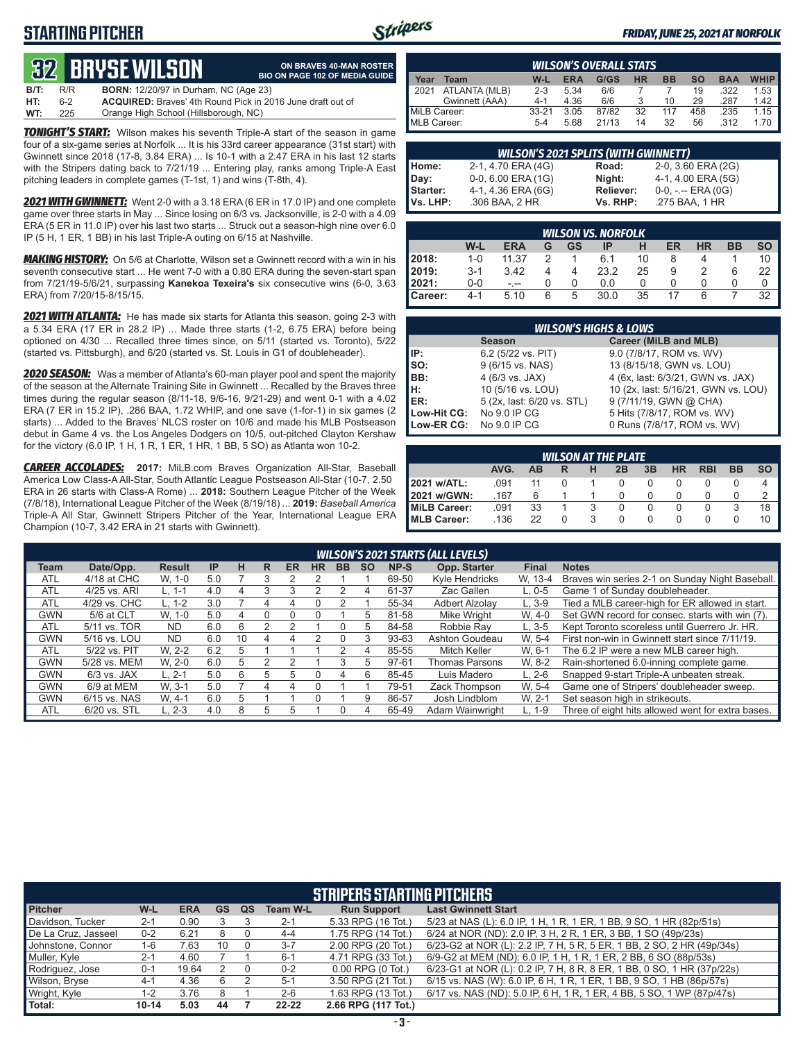## STARTING PITCHER

*FRIDAY, JUNE 25, 2021 AT NORFOLK*

# 32 BRYSE WILSON

**ON BRAVES 40-MAN ROSTER**
**BIO ON PAGE 102 OF MEDIA GUIDE**

**B/T:** R/R **BORN:** 12/20/97 in Durham, NC (Age 23)
**HT:** 6-2 **ACQUIRED:** Braves' 4th Round Pick in 2016 June draft out of
**WT:** 225 Orange High School (Hillsborough, NC)

***TONIGHT'S START:*** Wilson makes his seventh Triple-A start of the season in game four of a six-game series at Norfolk ... It is his 33rd career appearance (31st start) with Gwinnett since 2018 (17-8, 3.84 ERA) ... Is 10-1 with a 2.47 ERA in his last 12 starts with the Stripers dating back to 7/21/19 ... Entering play, ranks among Triple-A East pitching leaders in complete games (T-1st, 1) and wins (T-8th, 4).

***2021 WITH GWINNETT:*** Went 2-0 with a 3.18 ERA (6 ER in 17.0 IP) and one complete game over three starts in May ... Since losing on 6/3 vs. Jacksonville, is 2-0 with a 4.09 ERA (5 ER in 11.0 IP) over his last two starts ... Struck out a season-high nine over 6.0 IP (5 H, 1 ER, 1 BB) in his last Triple-A outing on 6/15 at Nashville.

***MAKING HISTORY:*** On 5/6 at Charlotte, Wilson set a Gwinnett record with a win in his seventh consecutive start ... He went 7-0 with a 0.80 ERA during the seven-start span from 7/21/19-5/6/21, surpassing **Kanekoa Texeira's** six consecutive wins (6-0, 3.63 ERA) from 7/20/15-8/15/15.

***2021 WITH ATLANTA:*** He has made six starts for Atlanta this season, going 2-3 with a 5.34 ERA (17 ER in 28.2 IP) ... Made three starts (1-2, 6.75 ERA) before being optioned on 4/30 ... Recalled three times since, on 5/11 (started vs. Toronto), 5/22 (started vs. Pittsburgh), and 6/20 (started vs. St. Louis in G1 of doubleheader).

***2020 SEASON:*** Was a member of Atlanta's 60-man player pool and spent the majority of the season at the Alternate Training Site in Gwinnett ... Recalled by the Braves three times during the regular season (8/11-18, 9/6-16, 9/21-29) and went 0-1 with a 4.02 ERA (7 ER in 15.2 IP), .286 BAA, 1.72 WHIP, and one save (1-for-1) in six games (2 starts) ... Added to the Braves' NLCS roster on 10/6 and made his MLB Postseason debut in Game 4 vs. the Los Angeles Dodgers on 10/5, out-pitched Clayton Kershaw for the victory (6.0 IP, 1 H, 1 R, 1 ER, 1 HR, 1 BB, 5 SO) as Atlanta won 10-2.

***CAREER ACCOLADES:*** **2017:** MiLB.com Braves Organization All-Star, Baseball America Low Class-A All-Star, South Atlantic League Postseason All-Star (10-7, 2.50 ERA in 26 starts with Class-A Rome) ... **2018:** Southern League Pitcher of the Week (7/8/18), International League Pitcher of the Week (8/19/18) ... **2019:** *Baseball America* Triple-A All Star, Gwinnett Stripers Pitcher of the Year, International League ERA Champion (10-7, 3.42 ERA in 21 starts with Gwinnett).

### WILSON'S OVERALL STATS

| Year | Team | W-L | ERA | G/GS | HR | BB | SO | BAA | WHIP |
|---|---|---|---|---|---|---|---|---|---|
| 2021 | ATLANTA (MLB) | 2-3 | 5.34 | 6/6 | 7 | 7 | 19 | .322 | 1.53 |
| | Gwinnett (AAA) | 4-1 | 4.36 | 6/6 | 3 | 10 | 29 | .287 | 1.42 |
| MiLB Career: | | 33-21 | 3.05 | 87/82 | 32 | 117 | 458 | .235 | 1.15 |
| MLB Career: | | 5-4 | 5.68 | 21/13 | 14 | 32 | 56 | .312 | 1.70 |

### WILSON'S 2021 SPLITS (WITH GWINNETT)

| | | | |
|---|---|---|---|
| Home: | 2-1, 4.70 ERA (4G) | Road: | 2-0, 3.60 ERA (2G) |
| Day: | 0-0, 6.00 ERA (1G) | Night: | 4-1, 4.00 ERA (5G) |
| Starter: | 4-1, 4.36 ERA (6G) | Reliever: | 0-0, -.-- ERA (0G) |
| Vs. LHP: | .306 BAA, 2 HR | Vs. RHP: | .275 BAA, 1 HR |

### WILSON VS. NORFOLK

| | W-L | ERA | G | GS | IP | H | ER | HR | BB | SO |
|---|---|---|---|---|---|---|---|---|---|---|
| 2018: | 1-0 | 11.37 | 2 | 1 | 6.1 | 10 | 8 | 4 | 1 | 10 |
| 2019: | 3-1 | 3.42 | 4 | 4 | 23.2 | 25 | 9 | 2 | 6 | 22 |
| 2021: | 0-0 | -.-- | 0 | 0 | 0.0 | 0 | 0 | 0 | 0 | 0 |
| Career: | 4-1 | 5.10 | 6 | 5 | 30.0 | 35 | 17 | 6 | 7 | 32 |

### WILSON'S HIGHS & LOWS

| | Season | Career (MiLB and MLB) |
|---|---|---|
| IP: | 6.2 (5/22 vs. PIT) | 9.0 (7/8/17, ROM vs. WV) |
| SO: | 9 (6/15 vs. NAS) | 13 (8/15/18, GWN vs. LOU) |
| BB: | 4 (6/3 vs. JAX) | 4 (6x, last: 6/3/21, GWN vs. JAX) |
| H: | 10 (5/16 vs. LOU) | 10 (2x, last: 5/16/21, GWN vs. LOU) |
| ER: | 5 (2x, last: 6/20 vs. STL) | 9 (7/11/19, GWN @ CHA) |
| Low-Hit CG: | No 9.0 IP CG | 5 Hits (7/8/17, ROM vs. WV) |
| Low-ER CG: | No 9.0 IP CG | 0 Runs (7/8/17, ROM vs. WV) |

### WILSON AT THE PLATE

| | AVG. | AB | R | H | 2B | 3B | HR | RBI | BB | SO |
|---|---|---|---|---|---|---|---|---|---|---|
| 2021 w/ATL: | .091 | 11 | 0 | 1 | 0 | 0 | 0 | 0 | 0 | 4 |
| 2021 w/GWN: | .167 | 6 | 1 | 1 | 0 | 0 | 0 | 0 | 0 | 2 |
| MiLB Career: | .091 | 33 | 1 | 3 | 0 | 0 | 0 | 0 | 3 | 18 |
| MLB Career: | .136 | 22 | 0 | 3 | 0 | 0 | 0 | 0 | 0 | 10 |

### WILSON'S 2021 STARTS (ALL LEVELS)

| Team | Date/Opp. | Result | IP | H | R | ER | HR | BB | SO | NP-S | Opp. Starter | Final | Notes |
|---|---|---|---|---|---|---|---|---|---|---|---|---|---|
| ATL | 4/18 at CHC | W, 1-0 | 5.0 | 7 | 3 | 2 | 2 | 1 | 1 | 69-50 | Kyle Hendricks | W, 13-4 | Braves win series 2-1 on Sunday Night Baseball. |
| ATL | 4/25 vs. ARI | L, 1-1 | 4.0 | 4 | 3 | 3 | 2 | 2 | 4 | 61-37 | Zac Gallen | L, 0-5 | Game 1 of Sunday doubleheader. |
| ATL | 4/29 vs. CHC | L, 1-2 | 3.0 | 7 | 4 | 4 | 0 | 2 | 1 | 55-34 | Adbert Alzolay | L, 3-9 | Tied a MLB career-high for ER allowed in start. |
| GWN | 5/6 at CLT | W, 1-0 | 5.0 | 4 | 0 | 0 | 0 | 1 | 5 | 81-58 | Mike Wright | W, 4-0 | Set GWN record for consec. starts with win (7). |
| ATL | 5/11 vs. TOR | ND | 6.0 | 6 | 2 | 2 | 1 | 0 | 5 | 84-58 | Robbie Ray | L, 3-5 | Kept Toronto scoreless until Guerrero Jr. HR. |
| GWN | 5/16 vs. LOU | ND | 6.0 | 10 | 4 | 4 | 2 | 0 | 3 | 93-63 | Ashton Goudeau | W, 5-4 | First non-win in Gwinnett start since 7/11/19. |
| ATL | 5/22 vs. PIT | W, 2-2 | 6.2 | 5 | 1 | 1 | 1 | 2 | 4 | 85-55 | Mitch Keller | W, 6-1 | The 6.2 IP were a new MLB career high. |
| GWN | 5/28 vs. MEM | W, 2-0 | 6.0 | 5 | 2 | 2 | 1 | 3 | 5 | 97-61 | Thomas Parsons | W, 8-2 | Rain-shortened 6.0-inning complete game. |
| GWN | 6/3 vs. JAX | L, 2-1 | 5.0 | 6 | 5 | 5 | 0 | 4 | 6 | 85-45 | Luis Madero | L, 2-6 | Snapped 9-start Triple-A unbeaten streak. |
| GWN | 6/9 at MEM | W, 3-1 | 5.0 | 7 | 4 | 4 | 0 | 1 | 1 | 79-51 | Zack Thompson | W, 5-4 | Game one of Stripers' doubleheader sweep. |
| GWN | 6/15 vs. NAS | W, 4-1 | 6.0 | 5 | 1 | 1 | 0 | 1 | 9 | 86-57 | Josh Lindblom | W, 2-1 | Set season high in strikeouts. |
| ATL | 6/20 vs. STL | L, 2-3 | 4.0 | 8 | 5 | 5 | 1 | 0 | 4 | 65-49 | Adam Wainwright | L, 1-9 | Three of eight hits allowed went for extra bases. |

### STRIPERS STARTING PITCHERS

| Pitcher | W-L | ERA | GS | QS | Team W-L | Run Support | Last Gwinnett Start |
|---|---|---|---|---|---|---|---|
| Davidson, Tucker | 2-1 | 0.90 | 3 | 3 | 2-1 | 5.33 RPG (16 Tot.) | 5/23 at NAS (L): 6.0 IP, 1 H, 1 R, 1 ER, 1 BB, 9 SO, 1 HR (82p/51s) |
| De La Cruz, Jasseel | 0-2 | 6.21 | 8 | 0 | 4-4 | 1.75 RPG (14 Tot.) | 6/24 at NOR (ND): 2.0 IP, 3 H, 2 R, 1 ER, 3 BB, 1 SO (49p/23s) |
| Johnstone, Connor | 1-6 | 7.63 | 10 | 0 | 3-7 | 2.00 RPG (20 Tot.) | 6/23-G2 at NOR (L): 2.2 IP, 7 H, 5 R, 5 ER, 1 BB, 2 SO, 2 HR (49p/34s) |
| Muller, Kyle | 2-1 | 4.60 | 7 | 1 | 6-1 | 4.71 RPG (33 Tot.) | 6/9-G2 at MEM (ND): 6.0 IP, 1 H, 1 R, 1 ER, 2 BB, 6 SO (88p/53s) |
| Rodriguez, Jose | 0-1 | 19.64 | 2 | 0 | 0-2 | 0.00 RPG (0 Tot.) | 6/23-G1 at NOR (L): 0.2 IP, 7 H, 8 R, 8 ER, 1 BB, 0 SO, 1 HR (37p/22s) |
| Wilson, Bryse | 4-1 | 4.36 | 6 | 2 | 5-1 | 3.50 RPG (21 Tot.) | 6/15 vs. NAS (W): 6.0 IP, 6 H, 1 R, 1 ER, 1 BB, 9 SO, 1 HB (86p/57s) |
| Wright, Kyle | 1-2 | 3.76 | 8 | 1 | 2-6 | 1.63 RPG (13 Tot.) | 6/17 vs. NAS (ND): 5.0 IP, 6 H, 1 R, 1 ER, 4 BB, 5 SO, 1 WP (87p/47s) |
| Total: | 10-14 | 5.03 | 44 | 7 | 22-22 | 2.66 RPG (117 Tot.) | |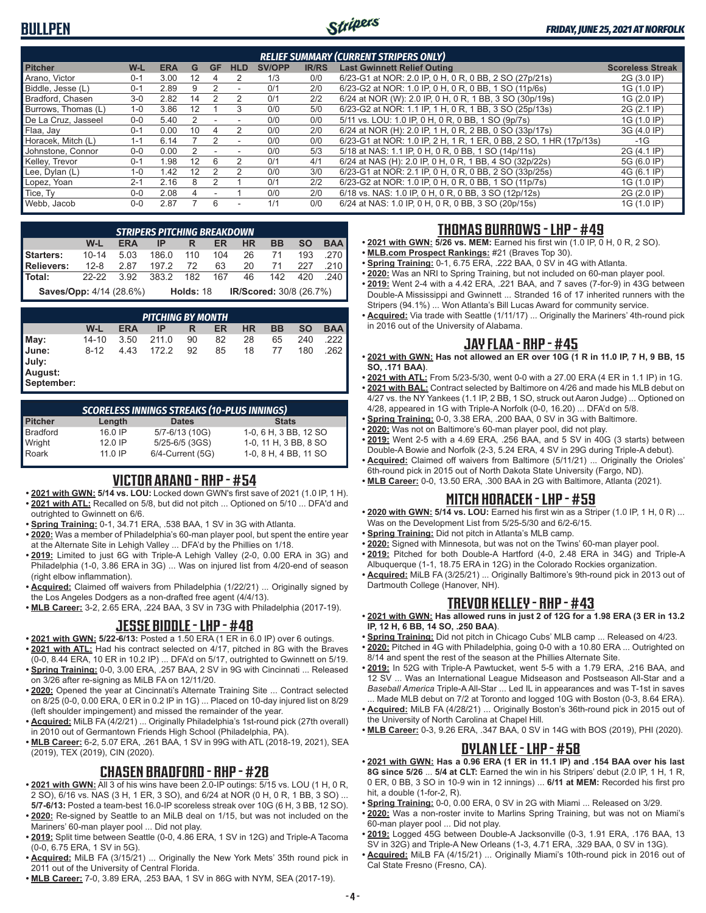# BULLPEN

*FRIDAY, JUNE 25, 2021 AT NORFOLK*

| *RELIEF SUMMARY (CURRENT STRIPERS ONLY)* | | | | | | | | | |
|---|---|---|---|---|---|---|---|---|---|
| **Pitcher** | **W-L** | **ERA** | **G** | **GF** | **HLD** | **SV/OPP** | **IR/RS** | **Last Gwinnett Relief Outing** | **Scoreless Streak** |
| Arano, Victor | 0-1 | 3.00 | 12 | 4 | 2 | 1/3 | 0/0 | 6/23-G1 at NOR: 2.0 IP, 0 H, 0 R, 0 BB, 2 SO (27p/21s) | 2G (3.0 IP) |
| Biddle, Jesse (L) | 0-1 | 2.89 | 9 | 2 | - | 0/1 | 2/0 | 6/23-G2 at NOR: 1.0 IP, 0 H, 0 R, 0 BB, 1 SO (11p/6s) | 1G (1.0 IP) |
| Bradford, Chasen | 3-0 | 2.82 | 14 | 2 | 2 | 0/1 | 2/2 | 6/24 at NOR (W): 2.0 IP, 0 H, 0 R, 1 BB, 3 SO (30p/19s) | 1G (2.0 IP) |
| Burrows, Thomas (L) | 1-0 | 3.86 | 12 | 1 | 3 | 0/0 | 5/0 | 6/23-G2 at NOR: 1.1 IP, 1 H, 0 R, 1 BB, 3 SO (25p/13s) | 2G (2.1 IP) |
| De La Cruz, Jasseel | 0-0 | 5.40 | 2 | - | - | 0/0 | 0/0 | 5/11 vs. LOU: 1.0 IP, 0 H, 0 R, 0 BB, 1 SO (9p/7s) | 1G (1.0 IP) |
| Flaa, Jay | 0-1 | 0.00 | 10 | 4 | 2 | 0/0 | 2/0 | 6/24 at NOR (H): 2.0 IP, 1 H, 0 R, 2 BB, 0 SO (33p/17s) | 3G (4.0 IP) |
| Horacek, Mitch (L) | 1-1 | 6.14 | 7 | 2 | - | 0/0 | 0/0 | 6/23-G1 at NOR: 1.0 IP, 2 H, 1 R, 1 ER, 0 BB, 2 SO, 1 HR (17p/13s) | -1G |
| Johnstone, Connor | 0-0 | 0.00 | 2 | - | - | 0/0 | 5/3 | 5/18 at NAS: 1.1 IP, 0 H, 0 R, 0 BB, 1 SO (14p/11s) | 2G (4.1 IP) |
| Kelley, Trevor | 0-1 | 1.98 | 12 | 6 | 2 | 0/1 | 4/1 | 6/24 at NAS (H): 2.0 IP, 0 H, 0 R, 1 BB, 4 SO (32p/22s) | 5G (6.0 IP) |
| Lee, Dylan (L) | 1-0 | 1.42 | 12 | 2 | 2 | 0/0 | 3/0 | 6/23-G1 at NOR: 2.1 IP, 0 H, 0 R, 0 BB, 2 SO (33p/25s) | 4G (6.1 IP) |
| Lopez, Yoan | 2-1 | 2.16 | 8 | 2 | 1 | 0/1 | 2/2 | 6/23-G2 at NOR: 1.0 IP, 0 H, 0 R, 0 BB, 1 SO (11p/7s) | 1G (1.0 IP) |
| Tice, Ty | 0-0 | 2.08 | 4 | - | 1 | 0/0 | 2/0 | 6/18 vs. NAS: 1.0 IP, 0 H, 0 R, 0 BB, 3 SO (12p/12s) | 2G (2.0 IP) |
| Webb, Jacob | 0-0 | 2.87 | 7 | 6 | - | 1/1 | 0/0 | 6/24 at NAS: 1.0 IP, 0 H, 0 R, 0 BB, 3 SO (20p/15s) | 1G (1.0 IP) |

| *STRIPERS PITCHING BREAKDOWN* | | | | | | | | | |
|---|---|---|---|---|---|---|---|---|---|
| | **W-L** | **ERA** | **IP** | **R** | **ER** | **HR** | **BB** | **SO** | **BAA** |
| **Starters:** | 10-14 | 5.03 | 186.0 | 110 | 104 | 26 | 71 | 193 | .270 |
| **Relievers:** | 12-8 | 2.87 | 197.2 | 72 | 63 | 20 | 71 | 227 | .210 |
| **Total:** | 22-22 | 3.92 | 383.2 | 182 | 167 | 46 | 142 | 420 | .240 |
| **Saves/Opp:** 4/14 (28.6%) | | | **Holds:** 18 | | | **IR/Scored:** 30/8 (26.7%) | | | |

| *PITCHING BY MONTH* | | | | | | | | | |
|---|---|---|---|---|---|---|---|---|---|
| | **W-L** | **ERA** | **IP** | **R** | **ER** | **HR** | **BB** | **SO** | **BAA** |
| **May:** | 14-10 | 3.50 | 211.0 | 90 | 82 | 28 | 65 | 240 | .222 |
| **June:** | 8-12 | 4.43 | 172.2 | 92 | 85 | 18 | 77 | 180 | .262 |
| **July:** | | | | | | | | | |
| **August:** | | | | | | | | | |
| **September:** | | | | | | | | | |

| *SCORELESS INNINGS STREAKS (10-PLUS INNINGS)* | | | |
|---|---|---|---|
| **Pitcher** | **Length** | **Dates** | **Stats** |
| Bradford | 16.0 IP | 5/7-6/13 (10G) | 1-0, 6 H, 3 BB, 12 SO |
| Wright | 12.0 IP | 5/25-6/5 (3GS) | 1-0, 11 H, 3 BB, 8 SO |
| Roark | 11.0 IP | 6/4-Current (5G) | 1-0, 8 H, 4 BB, 11 SO |

## VICTOR ARANO - RHP - #54

- **2021 with GWN: 5/14 vs. LOU:** Locked down GWN's first save of 2021 (1.0 IP, 1 H).
- **2021 with ATL:** Recalled on 5/8, but did not pitch ... Optioned on 5/10 ... DFA'd and outrighted to Gwinnett on 6/6.
- **Spring Training:** 0-1, 34.71 ERA, .538 BAA, 1 SV in 3G with Atlanta.
- **2020:** Was a member of Philadelphia's 60-man player pool, but spent the entire year at the Alternate Site in Lehigh Valley ... DFA'd by the Phillies on 1/18.
- **2019:** Limited to just 6G with Triple-A Lehigh Valley (2-0, 0.00 ERA in 3G) and Philadelphia (1-0, 3.86 ERA in 3G) ... Was on injured list from 4/20-end of season (right elbow inflammation).
- **Acquired:** Claimed off waivers from Philadelphia (1/22/21) ... Originally signed by the Los Angeles Dodgers as a non-drafted free agent (4/4/13).
- **MLB Career:** 3-2, 2.65 ERA, .224 BAA, 3 SV in 73G with Philadelphia (2017-19).

## JESSE BIDDLE - LHP - #48

- **2021 with GWN: 5/22-6/13:** Posted a 1.50 ERA (1 ER in 6.0 IP) over 6 outings.
- **2021 with ATL:** Had his contract selected on 4/17, pitched in 8G with the Braves (0-0, 8.44 ERA, 10 ER in 10.2 IP) ... DFA'd on 5/17, outrighted to Gwinnett on 5/19.
- **Spring Training:** 0-0, 3.00 ERA, .257 BAA, 2 SV in 9G with Cincinnati ... Released on 3/26 after re-signing as MiLB FA on 12/11/20.
- **2020:** Opened the year at Cincinnati's Alternate Training Site ... Contract selected on 8/25 (0-0, 0.00 ERA, 0 ER in 0.2 IP in 1G) ... Placed on 10-day injured list on 8/29 (left shoulder impingement) and missed the remainder of the year.
- **Acquired:** MiLB FA (4/2/21) ... Originally Philadelphia's 1st-round pick (27th overall) in 2010 out of Germantown Friends High School (Philadelphia, PA).
- **MLB Career:** 6-2, 5.07 ERA, .261 BAA, 1 SV in 99G with ATL (2018-19, 2021), SEA (2019), TEX (2019), CIN (2020).

## CHASEN BRADFORD - RHP - #28

- **2021 with GWN:** All 3 of his wins have been 2.0-IP outings: 5/15 vs. LOU (1 H, 0 R, 2 SO), 6/16 vs. NAS (3 H, 1 ER, 3 SO), and 6/24 at NOR (0 H, 0 R, 1 BB, 3 SO) ... **5/7-6/13:** Posted a team-best 16.0-IP scoreless streak over 10G (6 H, 3 BB, 12 SO).
- **2020:** Re-signed by Seattle to an MiLB deal on 1/15, but was not included on the Mariners' 60-man player pool ... Did not play.
- **2019:** Split time between Seattle (0-0, 4.86 ERA, 1 SV in 12G) and Triple-A Tacoma (0-0, 6.75 ERA, 1 SV in 5G).
- **Acquired:** MiLB FA (3/15/21) ... Originally the New York Mets' 35th round pick in 2011 out of the University of Central Florida.
- **MLB Career:** 7-0, 3.89 ERA, .253 BAA, 1 SV in 86G with NYM, SEA (2017-19).

## THOMAS BURROWS - LHP - #49

- **2021 with GWN: 5/26 vs. MEM:** Earned his first win (1.0 IP, 0 H, 0 R, 2 SO).
- **MLB.com Prospect Rankings:** #21 (Braves Top 30).
- **Spring Training:** 0-1, 6.75 ERA, .222 BAA, 0 SV in 4G with Atlanta.
- **2020:** Was an NRI to Spring Training, but not included on 60-man player pool.
- **2019:** Went 2-4 with a 4.42 ERA, .221 BAA, and 7 saves (7-for-9) in 43G between Double-A Mississippi and Gwinnett ... Stranded 16 of 17 inherited runners with the Stripers (94.1%) ... Won Atlanta's Bill Lucas Award for community service.
- **Acquired:** Via trade with Seattle (1/11/17) ... Originally the Mariners' 4th-round pick in 2016 out of the University of Alabama.

## JAY FLAA - RHP - #45

- **2021 with GWN: Has not allowed an ER over 10G (1 R in 11.0 IP, 7 H, 9 BB, 15 SO, .171 BAA)**.
- **2021 with ATL:** From 5/23-5/30, went 0-0 with a 27.00 ERA (4 ER in 1.1 IP) in 1G.
- **2021 with BAL:** Contract selected by Baltimore on 4/26 and made his MLB debut on 4/27 vs. the NY Yankees (1.1 IP, 2 BB, 1 SO, struck out Aaron Judge) ... Optioned on 4/28, appeared in 1G with Triple-A Norfolk (0-0, 16.20) ... DFA'd on 5/8.
- **Spring Training:** 0-0, 3.38 ERA, .200 BAA, 0 SV in 3G with Baltimore.
- **2020:** Was not on Baltimore's 60-man player pool, did not play.
- **2019:** Went 2-5 with a 4.69 ERA, .256 BAA, and 5 SV in 40G (3 starts) between Double-A Bowie and Norfolk (2-3, 5.24 ERA, 4 SV in 29G during Triple-A debut).
- **Acquired:** Claimed off waivers from Baltimore (5/11/21) ... Originally the Orioles' 6th-round pick in 2015 out of North Dakota State University (Fargo, ND).
- **MLB Career:** 0-0, 13.50 ERA, .300 BAA in 2G with Baltimore, Atlanta (2021).

## MITCH HORACEK - LHP - #59

- **2020 with GWN: 5/14 vs. LOU:** Earned his first win as a Striper (1.0 IP, 1 H, 0 R) ... Was on the Development List from 5/25-5/30 and 6/2-6/15.
- **Spring Training:** Did not pitch in Atlanta's MLB camp.
- **2020:** Signed with Minnesota, but was not on the Twins' 60-man player pool.
- **2019:** Pitched for both Double-A Hartford (4-0, 2.48 ERA in 34G) and Triple-A Albuquerque (1-1, 18.75 ERA in 12G) in the Colorado Rockies organization.
- **Acquired:** MiLB FA (3/25/21) ... Originally Baltimore's 9th-round pick in 2013 out of Dartmouth College (Hanover, NH).

## TREVOR KELLEY - RHP - #43

- **2021 with GWN: Has allowed runs in just 2 of 12G for a 1.98 ERA (3 ER in 13.2 IP, 12 H, 6 BB, 14 SO, .250 BAA)**.
- **Spring Training:** Did not pitch in Chicago Cubs' MLB camp ... Released on 4/23.
- **2020:** Pitched in 4G with Philadelphia, going 0-0 with a 10.80 ERA ... Outrighted on 8/14 and spent the rest of the season at the Phillies Alternate Site.
- **2019:** In 52G with Triple-A Pawtucket, went 5-5 with a 1.79 ERA, .216 BAA, and 12 SV ... Was an International League Midseason and Postseason All-Star and a *Baseball America* Triple-A All-Star ... Led IL in appearances and was T-1st in saves ... Made MLB debut on 7/2 at Toronto and logged 10G with Boston (0-3, 8.64 ERA).
- **Acquired:** MiLB FA (4/28/21) ... Originally Boston's 36th-round pick in 2015 out of the University of North Carolina at Chapel Hill.
- **MLB Career:** 0-3, 9.26 ERA, .347 BAA, 0 SV in 14G with BOS (2019), PHI (2020).

## DYLAN LEE - LHP - #58

- **2021 with GWN: Has a 0.96 ERA (1 ER in 11.1 IP) and .154 BAA over his last 8G since 5/26** ... **5/4 at CLT:** Earned the win in his Stripers' debut (2.0 IP, 1 H, 1 R, 0 ER, 0 BB, 3 SO in 10-9 win in 12 innings) ... **6/11 at MEM:** Recorded his first pro hit, a double (1-for-2, R).
- **Spring Training:** 0-0, 0.00 ERA, 0 SV in 2G with Miami ... Released on 3/29.
- **2020:** Was a non-roster invite to Marlins Spring Training, but was not on Miami's 60-man player pool ... Did not play.
- **2019:** Logged 45G between Double-A Jacksonville (0-3, 1.91 ERA, .176 BAA, 13 SV in 32G) and Triple-A New Orleans (1-3, 4.71 ERA, .329 BAA, 0 SV in 13G).
- **Acquired:** MiLB FA (4/15/21) ... Originally Miami's 10th-round pick in 2016 out of Cal State Fresno (Fresno, CA).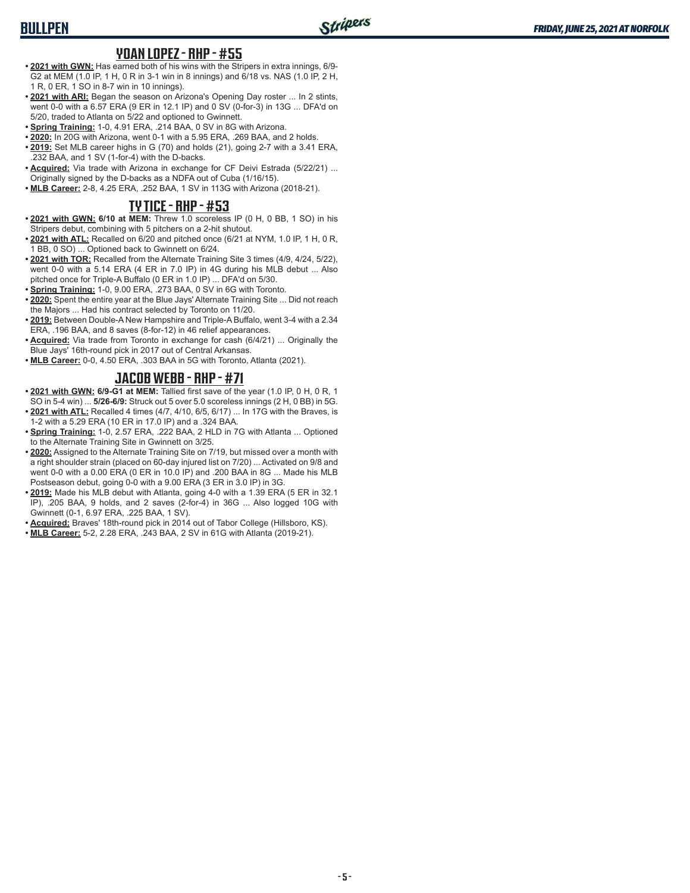## YOAN LOPEZ - RHP - #55

- **2021 with GWN:** Has earned both of his wins with the Stripers in extra innings, 6/9-G2 at MEM (1.0 IP, 1 H, 0 R in 3-1 win in 8 innings) and 6/18 vs. NAS (1.0 IP, 2 H, 1 R, 0 ER, 1 SO in 8-7 win in 10 innings).
- **2021 with ARI:** Began the season on Arizona's Opening Day roster ... In 2 stints, went 0-0 with a 6.57 ERA (9 ER in 12.1 IP) and 0 SV (0-for-3) in 13G ... DFA'd on 5/20, traded to Atlanta on 5/22 and optioned to Gwinnett.
- **Spring Training:** 1-0, 4.91 ERA, .214 BAA, 0 SV in 8G with Arizona.
- **2020:** In 20G with Arizona, went 0-1 with a 5.95 ERA, .269 BAA, and 2 holds.
- **2019:** Set MLB career highs in G (70) and holds (21), going 2-7 with a 3.41 ERA, .232 BAA, and 1 SV (1-for-4) with the D-backs.
- **Acquired:** Via trade with Arizona in exchange for CF Deivi Estrada (5/22/21) ... Originally signed by the D-backs as a NDFA out of Cuba (1/16/15).
- **MLB Career:** 2-8, 4.25 ERA, .252 BAA, 1 SV in 113G with Arizona (2018-21).

## TY TICE - RHP - #53

- **2021 with GWN: 6/10 at MEM:** Threw 1.0 scoreless IP (0 H, 0 BB, 1 SO) in his Stripers debut, combining with 5 pitchers on a 2-hit shutout.
- **2021 with ATL:** Recalled on 6/20 and pitched once (6/21 at NYM, 1.0 IP, 1 H, 0 R, 1 BB, 0 SO) ... Optioned back to Gwinnett on 6/24.
- **2021 with TOR:** Recalled from the Alternate Training Site 3 times (4/9, 4/24, 5/22), went 0-0 with a 5.14 ERA (4 ER in 7.0 IP) in 4G during his MLB debut ... Also pitched once for Triple-A Buffalo (0 ER in 1.0 IP) ... DFA'd on 5/30.
- **Spring Training:** 1-0, 9.00 ERA, .273 BAA, 0 SV in 6G with Toronto.
- **2020:** Spent the entire year at the Blue Jays' Alternate Training Site ... Did not reach the Majors ... Had his contract selected by Toronto on 11/20.
- **2019:** Between Double-A New Hampshire and Triple-A Buffalo, went 3-4 with a 2.34 ERA, .196 BAA, and 8 saves (8-for-12) in 46 relief appearances.
- **Acquired:** Via trade from Toronto in exchange for cash (6/4/21) ... Originally the Blue Jays' 16th-round pick in 2017 out of Central Arkansas.
- **MLB Career:** 0-0, 4.50 ERA, .303 BAA in 5G with Toronto, Atlanta (2021).

## JACOB WEBB - RHP - #71

- **2021 with GWN: 6/9-G1 at MEM:** Tallied first save of the year (1.0 IP, 0 H, 0 R, 1 SO in 5-4 win) ... **5/26-6/9:** Struck out 5 over 5.0 scoreless innings (2 H, 0 BB) in 5G.
- **2021 with ATL:** Recalled 4 times (4/7, 4/10, 6/5, 6/17) ... In 17G with the Braves, is 1-2 with a 5.29 ERA (10 ER in 17.0 IP) and a .324 BAA.
- **Spring Training:** 1-0, 2.57 ERA, .222 BAA, 2 HLD in 7G with Atlanta ... Optioned to the Alternate Training Site in Gwinnett on 3/25.
- **2020:** Assigned to the Alternate Training Site on 7/19, but missed over a month with a right shoulder strain (placed on 60-day injured list on 7/20) ... Activated on 9/8 and went 0-0 with a 0.00 ERA (0 ER in 10.0 IP) and .200 BAA in 8G ... Made his MLB Postseason debut, going 0-0 with a 9.00 ERA (3 ER in 3.0 IP) in 3G.
- **2019:** Made his MLB debut with Atlanta, going 4-0 with a 1.39 ERA (5 ER in 32.1 IP), .205 BAA, 9 holds, and 2 saves (2-for-4) in 36G ... Also logged 10G with Gwinnett (0-1, 6.97 ERA, .225 BAA, 1 SV).
- **Acquired:** Braves' 18th-round pick in 2014 out of Tabor College (Hillsboro, KS).
- **MLB Career:** 5-2, 2.28 ERA, .243 BAA, 2 SV in 61G with Atlanta (2019-21).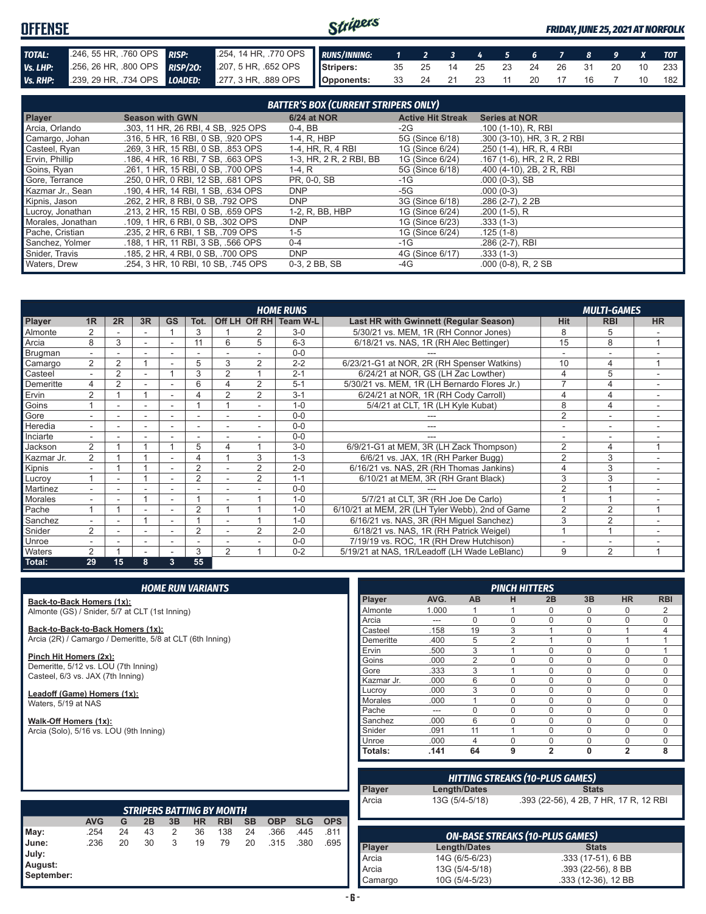# OFFENSE

*FRIDAY, JUNE 25, 2021 AT NORFOLK*

| | | | |
|---|---|---|---|
| **TOTAL:** | .246, 55 HR, .760 OPS | **RISP:** | .254, 14 HR, .770 OPS |
| **Vs. LHP:** | .256, 26 HR, .800 OPS | **RISP/2O:** | .207, 5 HR, .652 OPS |
| **Vs. RHP:** | .239, 29 HR, .734 OPS | **LOADED:** | .277, 3 HR, .889 OPS |

| RUNS/INNING: | 1 | 2 | 3 | 4 | 5 | 6 | 7 | 8 | 9 | X | TOT |
|---|---|---|---|---|---|---|---|---|---|---|---|
| Stripers: | 35 | 25 | 14 | 25 | 23 | 24 | 26 | 31 | 20 | 10 | 233 |
| Opponents: | 33 | 24 | 21 | 23 | 11 | 20 | 17 | 16 | 7 | 10 | 182 |

## BATTER'S BOX (CURRENT STRIPERS ONLY)

| Player | Season with GWN | 6/24 at NOR | Active Hit Streak | Series at NOR |
|---|---|---|---|---|
| Arcia, Orlando | .303, 11 HR, 26 RBI, 4 SB, .925 OPS | 0-4, BB | -2G | .100 (1-10), R, RBI |
| Camargo, Johan | .316, 5 HR, 16 RBI, 0 SB, .920 OPS | 1-4, R, HBP | 5G (Since 6/18) | .300 (3-10), HR, 3 R, 2 RBI |
| Casteel, Ryan | .269, 3 HR, 15 RBI, 0 SB, .853 OPS | 1-4, HR, R, 4 RBI | 1G (Since 6/24) | .250 (1-4), HR, R, 4 RBI |
| Ervin, Phillip | .186, 4 HR, 16 RBI, 7 SB, .663 OPS | 1-3, HR, 2 R, 2 RBI, BB | 1G (Since 6/24) | .167 (1-6), HR, 2 R, 2 RBI |
| Goins, Ryan | .261, 1 HR, 15 RBI, 0 SB, .700 OPS | 1-4, R | 5G (Since 6/18) | .400 (4-10), 2B, 2 R, RBI |
| Gore, Terrance | .250, 0 HR, 0 RBI, 12 SB, .681 OPS | PR, 0-0, SB | -1G | .000 (0-3), SB |
| Kazmar Jr., Sean | .190, 4 HR, 14 RBI, 1 SB, .634 OPS | DNP | -5G | .000 (0-3) |
| Kipnis, Jason | .262, 2 HR, 8 RBI, 0 SB, .792 OPS | DNP | 3G (Since 6/18) | .286 (2-7), 2 2B |
| Lucroy, Jonathan | .213, 2 HR, 15 RBI, 0 SB, .659 OPS | 1-2, R, BB, HBP | 1G (Since 6/24) | .200 (1-5), R |
| Morales, Jonathan | .109, 1 HR, 6 RBI, 0 SB, .302 OPS | DNP | 1G (Since 6/23) | .333 (1-3) |
| Pache, Cristian | .235, 2 HR, 6 RBI, 1 SB, .709 OPS | 1-5 | 1G (Since 6/24) | .125 (1-8) |
| Sanchez, Yolmer | .188, 1 HR, 11 RBI, 3 SB, .566 OPS | 0-4 | -1G | .286 (2-7), RBI |
| Snider, Travis | .185, 2 HR, 4 RBI, 0 SB, .700 OPS | DNP | 4G (Since 6/17) | .333 (1-3) |
| Waters, Drew | .254, 3 HR, 10 RBI, 10 SB, .745 OPS | 0-3, 2 BB, SB | -4G | .000 (0-8), R, 2 SB |

## HOME RUNS / MULTI-GAMES

| Player | 1R | 2R | 3R | GS | Tot. | Off LH | Off RH | Team W-L | Last HR with Gwinnett (Regular Season) | Hit | RBI | HR |
|---|---|---|---|---|---|---|---|---|---|---|---|---|
| Almonte | 2 | - | - | 1 | 3 | 1 | 2 | 3-0 | 5/30/21 vs. MEM, 1R (RH Connor Jones) | 8 | 5 | - |
| Arcia | 8 | 3 | - | - | 11 | 6 | 5 | 6-3 | 6/18/21 vs. NAS, 1R (RH Alec Bettinger) | 15 | 8 | 1 |
| Brugman | - | - | - | - | - | - | - | 0-0 | --- | - | - | - |
| Camargo | 2 | 2 | 1 | - | 5 | 3 | 2 | 2-2 | 6/23/21-G1 at NOR, 2R (RH Spenser Watkins) | 10 | 4 | 1 |
| Casteel | - | 2 | - | 1 | 3 | 2 | 1 | 2-1 | 6/24/21 at NOR, GS (LH Zac Lowther) | 4 | 5 | - |
| Demeritte | 4 | 2 | - | - | 6 | 4 | 2 | 5-1 | 5/30/21 vs. MEM, 1R (LH Bernardo Flores Jr.) | 7 | 4 | - |
| Ervin | 2 | 1 | 1 | - | 4 | 2 | 2 | 3-1 | 6/24/21 at NOR, 1R (RH Cody Carroll) | 4 | 4 | - |
| Goins | 1 | - | - | - | 1 | 1 | - | 1-0 | 5/4/21 at CLT, 1R (LH Kyle Kubat) | 8 | 4 | - |
| Gore | - | - | - | - | - | - | - | 0-0 | --- | 2 | - | - |
| Heredia | - | - | - | - | - | - | - | 0-0 | --- | - | - | - |
| Inciarte | - | - | - | - | - | - | - | 0-0 | --- | - | - | - |
| Jackson | 2 | 1 | 1 | 1 | 5 | 4 | 1 | 3-0 | 6/9/21-G1 at MEM, 3R (LH Zack Thompson) | 2 | 4 | 1 |
| Kazmar Jr. | 2 | 1 | 1 | - | 4 | 1 | 3 | 1-3 | 6/6/21 vs. JAX, 1R (RH Parker Bugg) | 2 | 3 | - |
| Kipnis | - | 1 | 1 | - | 2 | - | 2 | 2-0 | 6/16/21 vs. NAS, 2R (RH Thomas Jankins) | 4 | 3 | - |
| Lucroy | 1 | - | 1 | - | 2 | - | 2 | 1-1 | 6/10/21 at MEM, 3R (RH Grant Black) | 3 | 3 | - |
| Martinez | - | - | - | - | - | - | - | 0-0 | --- | 2 | 1 | - |
| Morales | - | - | 1 | - | 1 | - | 1 | 1-0 | 5/7/21 at CLT, 3R (RH Joe De Carlo) | 1 | 1 | - |
| Pache | 1 | 1 | - | - | 2 | 1 | 1 | 1-0 | 6/10/21 at MEM, 2R (LH Tyler Webb), 2nd of Game | 2 | 2 | 1 |
| Sanchez | - | - | 1 | - | 1 | - | 1 | 1-0 | 6/16/21 vs. NAS, 3R (RH Miguel Sanchez) | 3 | 2 | - |
| Snider | 2 | - | - | - | 2 | - | 2 | 2-0 | 6/18/21 vs. NAS, 1R (RH Patrick Weigel) | 1 | 1 | - |
| Unroe | - | - | - | - | - | - | - | 0-0 | 7/19/19 vs. ROC, 1R (RH Drew Hutchison) | - | - | - |
| Waters | 2 | 1 | - | - | 3 | 2 | 1 | 0-2 | 5/19/21 at NAS, 1R/Leadoff (LH Wade LeBlanc) | 9 | 2 | 1 |
| **Total:** | **29** | **15** | **8** | **3** | **55** | | | | | | | |

## HOME RUN VARIANTS

**Back-to-Back Homers (1x):**
Almonte (GS) / Snider, 5/7 at CLT (1st Inning)

**Back-to-Back-to-Back Homers (1x):**
Arcia (2R) / Camargo / Demeritte, 5/8 at CLT (6th Inning)

**Pinch Hit Homers (2x):**
Demeritte, 5/12 vs. LOU (7th Inning)
Casteel, 6/3 vs. JAX (7th Inning)

**Leadoff (Game) Homers (1x):**
Waters, 5/19 at NAS

**Walk-Off Homers (1x):**
Arcia (Solo), 5/16 vs. LOU (9th Inning)

## PINCH HITTERS

| Player | AVG. | AB | H | 2B | 3B | HR | RBI |
|---|---|---|---|---|---|---|---|
| Almonte | 1.000 | 1 | 1 | 0 | 0 | 0 | 2 |
| Arcia | --- | 0 | 0 | 0 | 0 | 0 | 0 |
| Casteel | .158 | 19 | 3 | 1 | 0 | 1 | 4 |
| Demeritte | .400 | 5 | 2 | 1 | 0 | 1 | 1 |
| Ervin | .500 | 3 | 1 | 0 | 0 | 0 | 1 |
| Goins | .000 | 2 | 0 | 0 | 0 | 0 | 0 |
| Gore | .333 | 3 | 1 | 0 | 0 | 0 | 0 |
| Kazmar Jr. | .000 | 6 | 0 | 0 | 0 | 0 | 0 |
| Lucroy | .000 | 3 | 0 | 0 | 0 | 0 | 0 |
| Morales | .000 | 1 | 0 | 0 | 0 | 0 | 0 |
| Pache | --- | 0 | 0 | 0 | 0 | 0 | 0 |
| Sanchez | .000 | 6 | 0 | 0 | 0 | 0 | 0 |
| Snider | .091 | 11 | 1 | 0 | 0 | 0 | 0 |
| Unroe | .000 | 4 | 0 | 0 | 0 | 0 | 0 |
| **Totals:** | **.141** | **64** | **9** | **2** | **0** | **2** | **8** |

## HITTING STREAKS (10-PLUS GAMES)

| Player | Length/Dates | Stats |
|---|---|---|
| Arcia | 13G (5/4-5/18) | .393 (22-56), 4 2B, 7 HR, 17 R, 12 RBI |

## STRIPERS BATTING BY MONTH

| | AVG | G | 2B | 3B | HR | RBI | SB | OBP | SLG | OPS |
|---|---|---|---|---|---|---|---|---|---|---|
| **May:** | .254 | 24 | 43 | 2 | 36 | 138 | 24 | .366 | .445 | .811 |
| **June:** | .236 | 20 | 30 | 3 | 19 | 79 | 20 | .315 | .380 | .695 |
| **July:** | | | | | | | | | | |
| **August:** | | | | | | | | | | |
| **September:** | | | | | | | | | | |

## ON-BASE STREAKS (10-PLUS GAMES)

| Player | Length/Dates | Stats |
|---|---|---|
| Arcia | 14G (6/5-6/23) | .333 (17-51), 6 BB |
| Arcia | 13G (5/4-5/18) | .393 (22-56), 8 BB |
| Camargo | 10G (5/4-5/23) | .333 (12-36), 12 BB |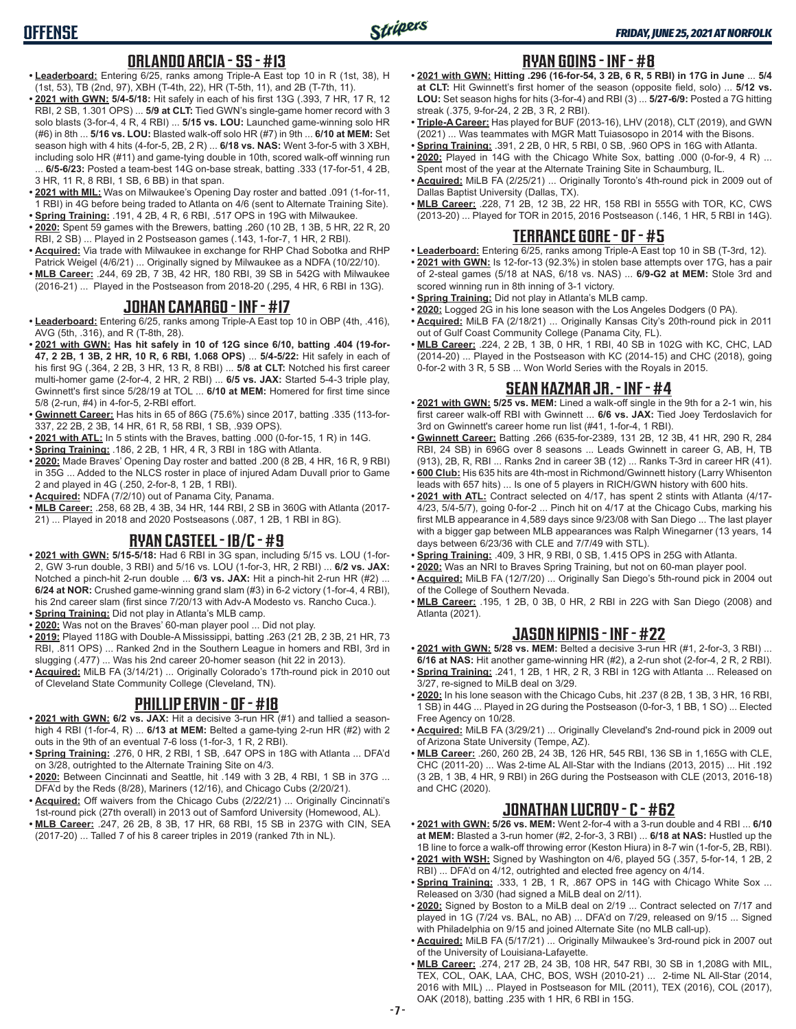## ORLANDO ARCIA - SS - #13

- **Leaderboard:** Entering 6/25, ranks among Triple-A East top 10 in R (1st, 38), H (1st, 53), TB (2nd, 97), XBH (T-4th, 22), HR (T-5th, 11), and 2B (T-7th, 11).
- **2021 with GWN: 5/4-5/18:** Hit safely in each of his first 13G (.393, 7 HR, 17 R, 12 RBI, 2 SB, 1.301 OPS) ... **5/9 at CLT:** Tied GWN's single-game homer record with 3 solo blasts (3-for-4, 4 R, 4 RBI) ... **5/15 vs. LOU:** Launched game-winning solo HR (#6) in 8th ... **5/16 vs. LOU:** Blasted walk-off solo HR (#7) in 9th ... **6/10 at MEM:** Set season high with 4 hits (4-for-5, 2B, 2 R) ... **6/18 vs. NAS:** Went 3-for-5 with 3 XBH, including solo HR (#11) and game-tying double in 10th, scored walk-off winning run ... **6/5-6/23:** Posted a team-best 14G on-base streak, batting .333 (17-for-51, 4 2B, 3 HR, 11 R, 8 RBI, 1 SB, 6 BB) in that span.
- **2021 with MIL:** Was on Milwaukee's Opening Day roster and batted .091 (1-for-11, 1 RBI) in 4G before being traded to Atlanta on 4/6 (sent to Alternate Training Site).
- **Spring Training:** .191, 4 2B, 4 R, 6 RBI, .517 OPS in 19G with Milwaukee.
- **2020:** Spent 59 games with the Brewers, batting .260 (10 2B, 1 3B, 5 HR, 22 R, 20 RBI, 2 SB) ... Played in 2 Postseason games (.143, 1-for-7, 1 HR, 2 RBI).
- **Acquired:** Via trade with Milwaukee in exchange for RHP Chad Sobotka and RHP Patrick Weigel (4/6/21) ... Originally signed by Milwaukee as a NDFA (10/22/10).
- **MLB Career:** .244, 69 2B, 7 3B, 42 HR, 180 RBI, 39 SB in 542G with Milwaukee (2016-21) ... Played in the Postseason from 2018-20 (.295, 4 HR, 6 RBI in 13G).

## JOHAN CAMARGO - INF - #17

- **Leaderboard:** Entering 6/25, ranks among Triple-A East top 10 in OBP (4th, .416), AVG (5th, .316), and R (T-8th, 28).
- **2021 with GWN: Has hit safely in 10 of 12G since 6/10, batting .404 (19-for-47, 2 2B, 1 3B, 2 HR, 10 R, 6 RBI, 1.068 OPS)** ... **5/4-5/22:** Hit safely in each of his first 9G (.364, 2 2B, 3 HR, 13 R, 8 RBI) ... **5/8 at CLT:** Notched his first career multi-homer game (2-for-4, 2 HR, 2 RBI) ... **6/5 vs. JAX:** Started 5-4-3 triple play, Gwinnett's first since 5/28/19 at TOL ... **6/10 at MEM:** Homered for first time since 5/8 (2-run, #4) in 4-for-5, 2-RBI effort.
- **Gwinnett Career:** Has hits in 65 of 86G (75.6%) since 2017, batting .335 (113-for-337, 22 2B, 3 3B, 14 HR, 61 R, 58 RBI, 1 SB, .939 OPS).
- **2021 with ATL:** In 5 stints with the Braves, batting .000 (0-for-15, 1 R) in 14G.
- **Spring Training:** .186, 2 2B, 1 HR, 4 R, 3 RBI in 18G with Atlanta.
- **2020:** Made Braves' Opening Day roster and batted .200 (8 2B, 4 HR, 16 R, 9 RBI) in 35G ... Added to the NLCS roster in place of injured Adam Duvall prior to Game 2 and played in 4G (.250, 2-for-8, 1 2B, 1 RBI).
- **Acquired:** NDFA (7/2/10) out of Panama City, Panama.
- **MLB Career:** .258, 68 2B, 4 3B, 34 HR, 144 RBI, 2 SB in 360G with Atlanta (2017-21) ... Played in 2018 and 2020 Postseasons (.087, 1 2B, 1 RBI in 8G).

## RYAN CASTEEL - 1B/C - #9

- **2021 with GWN: 5/15-5/18:** Had 6 RBI in 3G span, including 5/15 vs. LOU (1-for-2, GW 3-run double, 3 RBI) and 5/16 vs. LOU (1-for-3, HR, 2 RBI) ... **6/2 vs. JAX:** Notched a pinch-hit 2-run double ... **6/3 vs. JAX:** Hit a pinch-hit 2-run HR (#2) ... **6/24 at NOR:** Crushed game-winning grand slam (#3) in 6-2 victory (1-for-4, 4 RBI), his 2nd career slam (first since 7/20/13 with Adv-A Modesto vs. Rancho Cuca.).
- **Spring Training:** Did not play in Atlanta's MLB camp.
- **2020:** Was not on the Braves' 60-man player pool ... Did not play.
- **2019:** Played 118G with Double-A Mississippi, batting .263 (21 2B, 2 3B, 21 HR, 73 RBI, .811 OPS) ... Ranked 2nd in the Southern League in homers and RBI, 3rd in slugging (.477) ... Was his 2nd career 20-homer season (hit 22 in 2013).
- **Acquired:** MiLB FA (3/14/21) ... Originally Colorado's 17th-round pick in 2010 out of Cleveland State Community College (Cleveland, TN).

## PHILLIP ERVIN - OF - #18

- **2021 with GWN: 6/2 vs. JAX:** Hit a decisive 3-run HR (#1) and tallied a season-high 4 RBI (1-for-4, R) ... **6/13 at MEM:** Belted a game-tying 2-run HR (#2) with 2 outs in the 9th of an eventual 7-6 loss (1-for-3, 1 R, 2 RBI).
- **Spring Training:** .276, 0 HR, 2 RBI, 1 SB, .647 OPS in 18G with Atlanta ... DFA'd on 3/28, outrighted to the Alternate Training Site on 4/3.
- **2020:** Between Cincinnati and Seattle, hit .149 with 3 2B, 4 RBI, 1 SB in 37G ... DFA'd by the Reds (8/28), Mariners (12/16), and Chicago Cubs (2/20/21).
- **Acquired:** Off waivers from the Chicago Cubs (2/22/21) ... Originally Cincinnati's 1st-round pick (27th overall) in 2013 out of Samford University (Homewood, AL).
- **MLB Career:** .247, 26 2B, 8 3B, 17 HR, 68 RBI, 15 SB in 237G with CIN, SEA (2017-20) ... Talled 7 of his 8 career triples in 2019 (ranked 7th in NL).

## RYAN GOINS - INF - #8

- **2021 with GWN: Hitting .296 (16-for-54, 3 2B, 6 R, 5 RBI) in 17G in June** ... **5/4 at CLT:** Hit Gwinnett's first homer of the season (opposite field, solo) ... **5/12 vs. LOU:** Set season highs for hits (3-for-4) and RBI (3) ... **5/27-6/9:** Posted a 7G hitting streak (.375, 9-for-24, 2 2B, 3 R, 2 RBI).
- **Triple-A Career:** Has played for BUF (2013-16), LHV (2018), CLT (2019), and GWN (2021) ... Was teammates with MGR Matt Tuiasosopo in 2014 with the Bisons.
- **Spring Training:** .391, 2 2B, 0 HR, 5 RBI, 0 SB, .960 OPS in 16G with Atlanta.
- **2020:** Played in 14G with the Chicago White Sox, batting .000 (0-for-9, 4 R) ... Spent most of the year at the Alternate Training Site in Schaumburg, IL.
- **Acquired:** MiLB FA (2/25/21) ... Originally Toronto's 4th-round pick in 2009 out of Dallas Baptist University (Dallas, TX).
- **MLB Career:** .228, 71 2B, 12 3B, 22 HR, 158 RBI in 555G with TOR, KC, CWS (2013-20) ... Played for TOR in 2015, 2016 Postseason (.146, 1 HR, 5 RBI in 14G).

## TERRANCE GORE - OF - #5

- **Leaderboard:** Entering 6/25, ranks among Triple-A East top 10 in SB (T-3rd, 12).
- **2021 with GWN:** Is 12-for-13 (92.3%) in stolen base attempts over 17G, has a pair of 2-steal games (5/18 at NAS, 6/18 vs. NAS) ... **6/9-G2 at MEM:** Stole 3rd and scored winning run in 8th inning of 3-1 victory.
- **Spring Training:** Did not play in Atlanta's MLB camp.
- **2020:** Logged 2G in his lone season with the Los Angeles Dodgers (0 PA).
- **Acquired:** MiLB FA (2/18/21) ... Originally Kansas City's 20th-round pick in 2011 out of Gulf Coast Community College (Panama City, FL).
- **MLB Career:** .224, 2 2B, 1 3B, 0 HR, 1 RBI, 40 SB in 102G with KC, CHC, LAD (2014-20) ... Played in the Postseason with KC (2014-15) and CHC (2018), going 0-for-2 with 3 R, 5 SB ... Won World Series with the Royals in 2015.

## SEAN KAZMAR JR. - INF - #4

- **2021 with GWN: 5/25 vs. MEM:** Lined a walk-off single in the 9th for a 2-1 win, his first career walk-off RBI with Gwinnett ... **6/6 vs. JAX:** Tied Joey Terdoslavich for 3rd on Gwinnett's career home run list (#41, 1-for-4, 1 RBI).
- **Gwinnett Career:** Batting .266 (635-for-2389, 131 2B, 12 3B, 41 HR, 290 R, 284 RBI, 24 SB) in 696G over 8 seasons ... Leads Gwinnett in career G, AB, H, TB (913), 2B, R, RBI ... Ranks 2nd in career 3B (12) ... Ranks T-3rd in career HR (41).
- **600 Club:** His 635 hits are 4th-most in Richmond/Gwinnett history (Larry Whisenton leads with 657 hits) ... Is one of 5 players in RICH/GWN history with 600 hits.
- **2021 with ATL:** Contract selected on 4/17, has spent 2 stints with Atlanta (4/17-4/23, 5/4-5/7), going 0-for-2 ... Pinch hit on 4/17 at the Chicago Cubs, marking his first MLB appearance in 4,589 days since 9/23/08 with San Diego ... The last player with a bigger gap between MLB appearances was Ralph Winegarner (13 years, 14 days between 6/23/36 with CLE and 7/7/49 with STL).
- **Spring Training:** .409, 3 HR, 9 RBI, 0 SB, 1.415 OPS in 25G with Atlanta.
- **2020:** Was an NRI to Braves Spring Training, but not on 60-man player pool.
- **Acquired:** MiLB FA (12/7/20) ... Originally San Diego's 5th-round pick in 2004 out of the College of Southern Nevada.
- **MLB Career:** .195, 1 2B, 0 3B, 0 HR, 2 RBI in 22G with San Diego (2008) and Atlanta (2021).

## JASON KIPNIS - INF - #22

- **2021 with GWN: 5/28 vs. MEM:** Belted a decisive 3-run HR (#1, 2-for-3, 3 RBI) ... **6/16 at NAS:** Hit another game-winning HR (#2), a 2-run shot (2-for-4, 2 R, 2 RBI).
- **Spring Training:** .241, 1 2B, 1 HR, 2 R, 3 RBI in 12G with Atlanta ... Released on 3/27, re-signed to MiLB deal on 3/29.
- **2020:** In his lone season with the Chicago Cubs, hit .237 (8 2B, 1 3B, 3 HR, 16 RBI, 1 SB) in 44G ... Played in 2G during the Postseason (0-for-3, 1 BB, 1 SO) ... Elected Free Agency on 10/28.
- **Acquired:** MiLB FA (3/29/21) ... Originally Cleveland's 2nd-round pick in 2009 out of Arizona State University (Tempe, AZ).
- **MLB Career:** .260, 260 2B, 24 3B, 126 HR, 545 RBI, 136 SB in 1,165G with CLE, CHC (2011-20) ... Was 2-time AL All-Star with the Indians (2013, 2015) ... Hit .192 (3 2B, 1 3B, 4 HR, 9 RBI) in 26G during the Postseason with CLE (2013, 2016-18) and CHC (2020).

## JONATHAN LUCROY - C - #62

- **2021 with GWN: 5/26 vs. MEM:** Went 2-for-4 with a 3-run double and 4 RBI ... **6/10 at MEM:** Blasted a 3-run homer (#2, 2-for-3, 3 RBI) ... **6/18 at NAS:** Hustled up the 1B line to force a walk-off throwing error (Keston Hiura) in 8-7 win (1-for-5, 2B, RBI).
- **2021 with WSH:** Signed by Washington on 4/6, played 5G (.357, 5-for-14, 1 2B, 2 RBI) ... DFA'd on 4/12, outrighted and elected free agency on 4/14.
- **Spring Training:** .333, 1 2B, 1 R, .867 OPS in 14G with Chicago White Sox ... Released on 3/30 (had signed a MiLB deal on 2/11).
- **2020:** Signed by Boston to a MiLB deal on 2/19 ... Contract selected on 7/17 and played in 1G (7/24 vs. BAL, no AB) ... DFA'd on 7/29, released on 9/15 ... Signed with Philadelphia on 9/15 and joined Alternate Site (no MLB call-up).
- **Acquired:** MiLB FA (5/17/21) ... Originally Milwaukee's 3rd-round pick in 2007 out of the University of Louisiana-Lafayette.
- **MLB Career:** .274, 217 2B, 24 3B, 108 HR, 547 RBI, 30 SB in 1,208G with MIL, TEX, COL, OAK, LAA, CHC, BOS, WSH (2010-21) ... 2-time NL All-Star (2014, 2016 with MIL) ... Played in Postseason for MIL (2011), TEX (2016), COL (2017), OAK (2018), batting .235 with 1 HR, 6 RBI in 15G.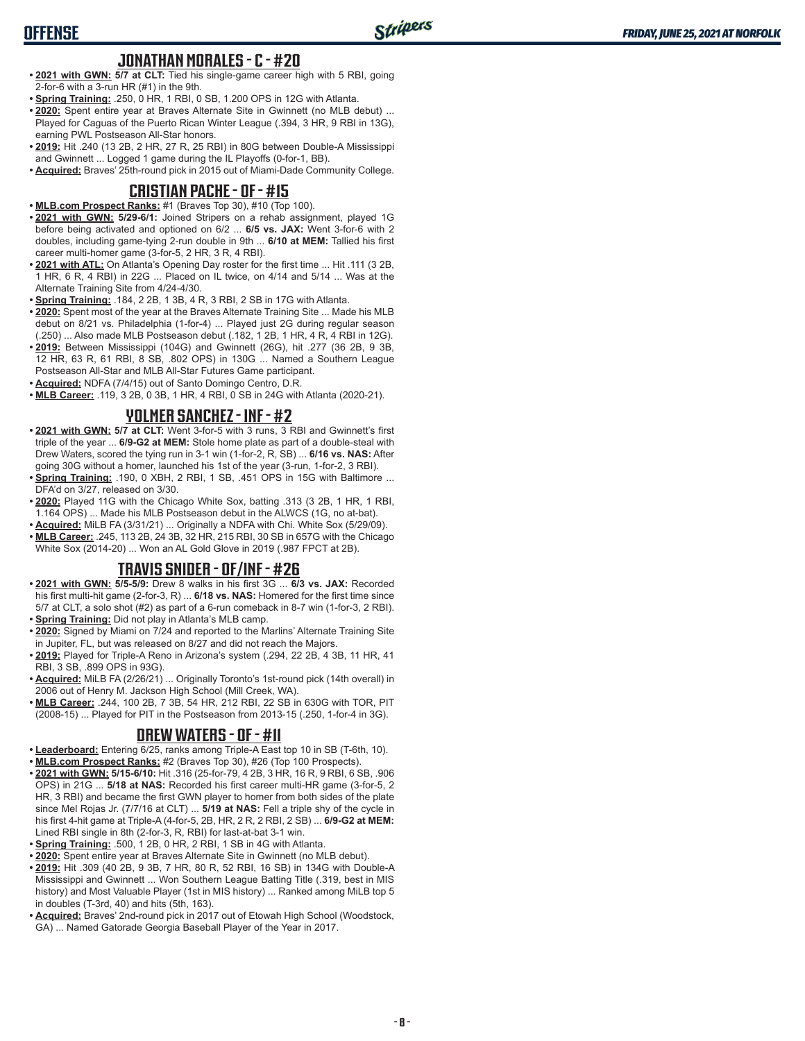## JONATHAN MORALES - C - #20

- **2021 with GWN:** **5/7 at CLT:** Tied his single-game career high with 5 RBI, going 2-for-6 with a 3-run HR (#1) in the 9th.
- **Spring Training:** .250, 0 HR, 1 RBI, 0 SB, 1.200 OPS in 12G with Atlanta.
- **2020:** Spent entire year at Braves Alternate Site in Gwinnett (no MLB debut) ... Played for Caguas of the Puerto Rican Winter League (.394, 3 HR, 9 RBI in 13G), earning PWL Postseason All-Star honors.
- **2019:** Hit .240 (13 2B, 2 HR, 27 R, 25 RBI) in 80G between Double-A Mississippi and Gwinnett ... Logged 1 game during the IL Playoffs (0-for-1, BB).
- **Acquired:** Braves' 25th-round pick in 2015 out of Miami-Dade Community College.

## CRISTIAN PACHE - OF - #15

- **MLB.com Prospect Ranks:** #1 (Braves Top 30), #10 (Top 100).
- **2021 with GWN:** **5/29-6/1:** Joined Stripers on a rehab assignment, played 1G before being activated and optioned on 6/2 ... **6/5 vs. JAX:** Went 3-for-6 with 2 doubles, including game-tying 2-run double in 9th ... **6/10 at MEM:** Tallied his first career multi-homer game (3-for-5, 2 HR, 3 R, 4 RBI).
- **2021 with ATL:** On Atlanta's Opening Day roster for the first time ... Hit .111 (3 2B, 1 HR, 6 R, 4 RBI) in 22G ... Placed on IL twice, on 4/14 and 5/14 ... Was at the Alternate Training Site from 4/24-4/30.
- **Spring Training:** .184, 2 2B, 1 3B, 4 R, 3 RBI, 2 SB in 17G with Atlanta.
- **2020:** Spent most of the year at the Braves Alternate Training Site ... Made his MLB debut on 8/21 vs. Philadelphia (1-for-4) ... Played just 2G during regular season (.250) ... Also made MLB Postseason debut (.182, 1 2B, 1 HR, 4 R, 4 RBI in 12G).
- **2019:** Between Mississippi (104G) and Gwinnett (26G), hit .277 (36 2B, 9 3B, 12 HR, 63 R, 61 RBI, 8 SB, .802 OPS) in 130G ... Named a Southern League Postseason All-Star and MLB All-Star Futures Game participant.
- **Acquired:** NDFA (7/4/15) out of Santo Domingo Centro, D.R.
- **MLB Career:** .119, 3 2B, 0 3B, 1 HR, 4 RBI, 0 SB in 24G with Atlanta (2020-21).

## YOLMER SANCHEZ - INF - #2

- **2021 with GWN:** **5/7 at CLT:** Went 3-for-5 with 3 runs, 3 RBI and Gwinnett's first triple of the year ... **6/9-G2 at MEM:** Stole home plate as part of a double-steal with Drew Waters, scored the tying run in 3-1 win (1-for-2, R, SB) ... **6/16 vs. NAS:** After going 30G without a homer, launched his 1st of the year (3-run, 1-for-2, 3 RBI).
- **Spring Training:** .190, 0 XBH, 2 RBI, 1 SB, .451 OPS in 15G with Baltimore ... DFA'd on 3/27, released on 3/30.
- **2020:** Played 11G with the Chicago White Sox, batting .313 (3 2B, 1 HR, 1 RBI, 1.164 OPS) ... Made his MLB Postseason debut in the ALWCS (1G, no at-bat).
- **Acquired:** MiLB FA (3/31/21) ... Originally a NDFA with Chi. White Sox (5/29/09).
- **MLB Career:** .245, 113 2B, 24 3B, 32 HR, 215 RBI, 30 SB in 657G with the Chicago White Sox (2014-20) ... Won an AL Gold Glove in 2019 (.987 FPCT at 2B).

## TRAVIS SNIDER - OF/INF - #26

- **2021 with GWN:** **5/5-5/9:** Drew 8 walks in his first 3G ... **6/3 vs. JAX:** Recorded his first multi-hit game (2-for-3, R) ... **6/18 vs. NAS:** Homered for the first time since 5/7 at CLT, a solo shot (#2) as part of a 6-run comeback in 8-7 win (1-for-3, 2 RBI).
- **Spring Training:** Did not play in Atlanta's MLB camp.
- **2020:** Signed by Miami on 7/24 and reported to the Marlins' Alternate Training Site in Jupiter, FL, but was released on 8/27 and did not reach the Majors.
- **2019:** Played for Triple-A Reno in Arizona's system (.294, 22 2B, 4 3B, 11 HR, 41 RBI, 3 SB, .899 OPS in 93G).
- **Acquired:** MiLB FA (2/26/21) ... Originally Toronto's 1st-round pick (14th overall) in 2006 out of Henry M. Jackson High School (Mill Creek, WA).
- **MLB Career:** .244, 100 2B, 7 3B, 54 HR, 212 RBI, 22 SB in 630G with TOR, PIT (2008-15) ... Played for PIT in the Postseason from 2013-15 (.250, 1-for-4 in 3G).

## DREW WATERS - OF - #11

- **Leaderboard:** Entering 6/25, ranks among Triple-A East top 10 in SB (T-6th, 10).
- **MLB.com Prospect Ranks:** #2 (Braves Top 30), #26 (Top 100 Prospects).
- **2021 with GWN:** **5/15-6/10:** Hit .316 (25-for-79, 4 2B, 3 HR, 16 R, 9 RBI, 6 SB, .906 OPS) in 21G ... **5/18 at NAS:** Recorded his first career multi-HR game (3-for-5, 2 HR, 3 RBI) and became the first GWN player to homer from both sides of the plate since Mel Rojas Jr. (7/7/16 at CLT) ... **5/19 at NAS:** Fell a triple shy of the cycle in his first 4-hit game at Triple-A (4-for-5, 2B, HR, 2 R, 2 RBI, 2 SB) ... **6/9-G2 at MEM:** Lined RBI single in 8th (2-for-3, R, RBI) for last-at-bat 3-1 win.
- **Spring Training:** .500, 1 2B, 0 HR, 2 RBI, 1 SB in 4G with Atlanta.
- **2020:** Spent entire year at Braves Alternate Site in Gwinnett (no MLB debut).
- **2019:** Hit .309 (40 2B, 9 3B, 7 HR, 80 R, 52 RBI, 16 SB) in 134G with Double-A Mississippi and Gwinnett ... Won Southern League Batting Title (.319, best in MIS history) and Most Valuable Player (1st in MIS history) ... Ranked among MiLB top 5 in doubles (T-3rd, 40) and hits (5th, 163).
- **Acquired:** Braves' 2nd-round pick in 2017 out of Etowah High School (Woodstock, GA) ... Named Gatorade Georgia Baseball Player of the Year in 2017.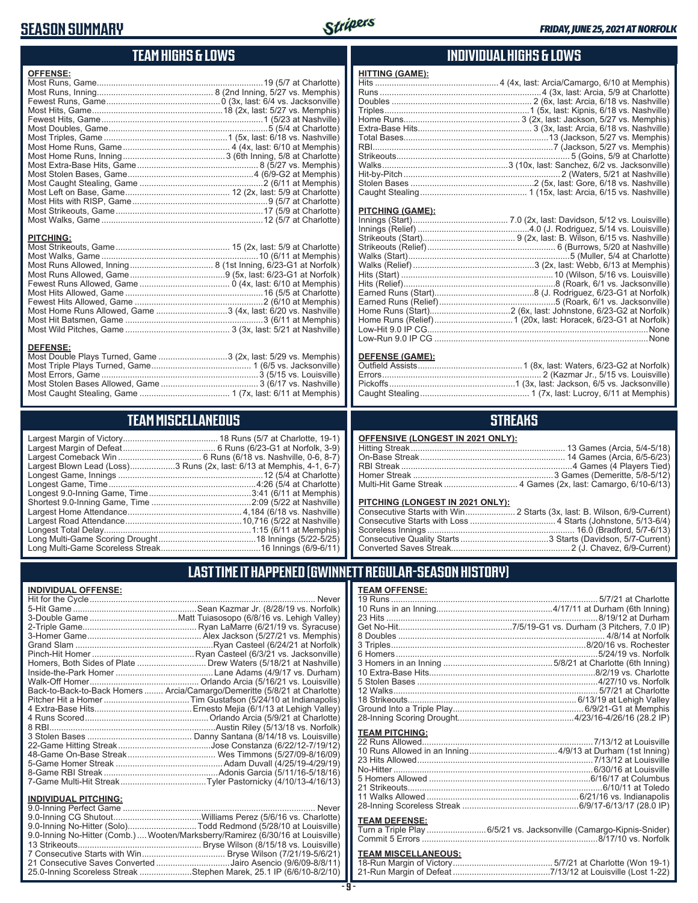# SEASON SUMMARY

*FRIDAY, JUNE 25, 2021 AT NORFOLK*

## TEAM HIGHS & LOWS

**OFFENSE:**

| | |
|---|---|
| Most Runs, Game | 19 (5/7 at Charlotte) |
| Most Runs, Inning | 8 (2nd Inning, 5/27 vs. Memphis) |
| Fewest Runs, Game | 0 (3x, last: 6/4 vs. Jacksonville) |
| Most Hits, Game | 18 (2x, last: 5/27 vs. Memphis) |
| Fewest Hits, Game | 1 (5/23 at Nashville) |
| Most Doubles, Game | 5 (5/4 at Charlotte) |
| Most Triples, Game | 1 (5x, last: 6/18 vs. Nashville) |
| Most Home Runs, Game | 4 (4x, last: 6/10 at Memphis) |
| Most Home Runs, Inning | 3 (6th Inning, 5/8 at Charlotte) |
| Most Extra-Base Hits, Game | 8 (5/27 vs. Memphis) |
| Most Stolen Bases, Game | 4 (6/9-G2 at Memphis) |
| Most Caught Stealing, Game | 2 (6/11 at Memphis) |
| Most Left on Base, Game | 12 (2x, last: 5/9 at Charlotte) |
| Most Hits with RISP, Game | 9 (5/7 at Charlotte) |
| Most Strikeouts, Game | 17 (5/9 at Charlotte) |
| Most Walks, Game | 12 (5/7 at Charlotte) |

**PITCHING:**

| | |
|---|---|
| Most Strikeouts, Game | 15 (2x, last: 5/9 at Charlotte) |
| Most Walks, Game | 10 (6/11 at Memphis) |
| Most Runs Allowed, Inning | 8 (1st Inning, 6/23-G1 at Norfolk) |
| Most Runs Allowed, Game | 9 (5x, last: 6/23-G1 at Norfolk) |
| Fewest Runs Allowed, Game | 0 (4x, last: 6/10 at Memphis) |
| Most Hits Allowed, Game | 16 (5/5 at Charlotte) |
| Fewest Hits Allowed, Game | 2 (6/10 at Memphis) |
| Most Home Runs Allowed, Game | 3 (4x, last: 6/20 vs. Nashville) |
| Most Hit Batsmen, Game | 3 (6/11 at Memphis) |
| Most Wild Pitches, Game | 3 (3x, last: 5/21 at Nashville) |

**DEFENSE:**

| | |
|---|---|
| Most Double Plays Turned, Game | 3 (2x, last: 5/29 vs. Memphis) |
| Most Triple Plays Turned, Game | 1 (6/5 vs. Jacksonville) |
| Most Errors, Game | 3 (5/15 vs. Louisville) |
| Most Stolen Bases Allowed, Game | 3 (6/17 vs. Nashville) |
| Most Caught Stealing, Game | 1 (7x, last: 6/11 at Memphis) |

## INDIVIDUAL HIGHS & LOWS

**HITTING (GAME):**

| | |
|---|---|
| Hits | 4 (4x, last: Arcia/Camargo, 6/10 at Memphis) |
| Runs | 4 (3x, last: Arcia, 5/9 at Charlotte) |
| Doubles | 2 (6x, last: Arcia, 6/18 vs. Nashville) |
| Triples | 1 (5x, last: Kipnis, 6/18 vs. Nashville) |
| Home Runs | 3 (2x, last: Jackson, 5/27 vs. Memphis) |
| Extra-Base Hits | 3 (3x, last: Arcia, 6/18 vs. Nashville) |
| Total Bases | 13 (Jackson, 5/27 vs. Memphis) |
| RBI | 7 (Jackson, 5/27 vs. Memphis) |
| Strikeouts | 5 (Goins, 5/9 at Charlotte) |
| Walks | 3 (10x, last: Sanchez, 6/2 vs. Jacksonville) |
| Hit-by-Pitch | 2 (Waters, 5/21 at Nashville) |
| Stolen Bases | 2 (5x, last: Gore, 6/18 vs. Nashville) |
| Caught Stealing | 1 (15x, last: Arcia, 6/15 vs. Nashville) |

**PITCHING (GAME):**

| | |
|---|---|
| Innings (Start) | 7.0 (2x, last: Davidson, 5/12 vs. Louisville) |
| Innings (Relief) | 4.0 (J. Rodriguez, 5/14 vs. Louisville) |
| Strikeouts (Start) | 9 (2x, last: B. Wilson, 6/15 vs. Nashville) |
| Strikeouts (Relief) | 6 (Burrows, 5/20 at Nashville) |
| Walks (Start) | 5 (Muller, 5/4 at Charlotte) |
| Walks (Relief) | 3 (2x, last: Webb, 6/13 at Memphis) |
| Hits (Start) | 10 (Wilson, 5/16 vs. Louisville) |
| Hits (Relief) | 8 (Roark, 6/1 vs. Jacksonville) |
| Earned Runs (Start) | 8 (J. Rodriguez, 6/23-G1 at Norfolk) |
| Earned Runs (Relief) | 5 (Roark, 6/1 vs. Jacksonville) |
| Home Runs (Start) | 2 (6x, last: Johnstone, 6/23-G2 at Norfolk) |
| Home Runs (Relief) | 1 (20x, last: Horacek, 6/23-G1 at Norfolk) |
| Low-Hit 9.0 IP CG | None |
| Low-Run 9.0 IP CG | None |

**DEFENSE (GAME):**

| | |
|---|---|
| Outfield Assists | 1 (8x, last: Waters, 6/23-G2 at Norfolk) |
| Errors | 2 (Kazmar Jr., 5/15 vs. Louisville) |
| Pickoffs | 1 (3x, last: Jackson, 6/5 vs. Jacksonville) |
| Caught Stealing | 1 (7x, last: Lucroy, 6/11 at Memphis) |

## TEAM MISCELLANEOUS

| | |
|---|---|
| Largest Margin of Victory | 18 Runs (5/7 at Charlotte, 19-1) |
| Largest Margin of Defeat | 6 Runs (6/23-G1 at Norfolk, 3-9) |
| Largest Comeback Win | 6 Runs (6/18 vs. Nashville, 0-6, 8-7) |
| Largest Blown Lead (Loss) | 3 Runs (2x, last: 6/13 at Memphis, 4-1, 6-7) |
| Longest Game, Innings | 12 (5/4 at Charlotte) |
| Longest Game, Time | 4:26 (5/4 at Charlotte) |
| Longest 9.0-Inning Game, Time | 3:41 (6/11 at Memphis) |
| Shortest 9.0-Inning Game, Time | 2:09 (5/22 at Nashville) |
| Largest Home Attendance | 4,184 (6/18 vs. Nashville) |
| Largest Road Attendance | 10,716 (5/22 at Nashville) |
| Longest Total Delay | 1:15 (6/11 at Memphis) |
| Long Multi-Game Scoring Drought | 18 Innings (5/22-5/25) |
| Long Multi-Game Scoreless Streak | 16 Innings (6/9-6/11) |

## STREAKS

**OFFENSIVE (LONGEST IN 2021 ONLY):**

| | |
|---|---|
| Hitting Streak | 13 Games (Arcia, 5/4-5/18) |
| On-Base Streak | 14 Games (Arcia, 6/5-6/23) |
| RBI Streak | 4 Games (4 Players Tied) |
| Homer Streak | 3 Games (Demeritte, 5/8-5/12) |
| Multi-Hit Game Streak | 4 Games (2x, last: Camargo, 6/10-6/13) |

**PITCHING (LONGEST IN 2021 ONLY):**

| | |
|---|---|
| Consecutive Starts with Win | 2 Starts (3x, last: B. Wilson, 6/9-Current) |
| Consecutive Starts with Loss | 4 Starts (Johnstone, 5/13-6/4) |
| Scoreless Innings | 16.0 (Bradford, 5/7-6/13) |
| Consecutive Quality Starts | 3 Starts (Davidson, 5/7-Current) |
| Converted Saves Streak | 2 (J. Chavez, 6/9-Current) |

## LAST TIME IT HAPPENED (GWINNETT REGULAR-SEASON HISTORY)

**INDIVIDUAL OFFENSE:**

| | |
|---|---|
| Hit for the Cycle | Never |
| 5-Hit Game | Sean Kazmar Jr. (8/28/19 vs. Norfolk) |
| 3-Double Game | Matt Tuiasosopo (6/8/16 vs. Lehigh Valley) |
| 2-Triple Game | Ryan LaMarre (6/21/19 vs. Syracuse) |
| 3-Homer Game | Alex Jackson (5/27/21 vs. Memphis) |
| Grand Slam | Ryan Casteel (6/24/21 at Norfolk) |
| Pinch-Hit Homer | Ryan Casteel (6/3/21 vs. Jacksonville) |
| Homers, Both Sides of Plate | Drew Waters (5/18/21 at Nashville) |
| Inside-the-Park Homer | Lane Adams (4/9/17 vs. Durham) |
| Walk-Off Homer | Orlando Arcia (5/16/21 vs. Louisville) |
| Back-to-Back-to-Back Homers | Arcia/Camargo/Demeritte (5/8/21 at Charlotte) |
| Pitcher Hit a Homer | Tim Gustafson (5/24/10 at Indianapolis) |
| 4 Extra-Base Hits | Ernesto Mejia (6/1/13 at Lehigh Valley) |
| 4 Runs Scored | Orlando Arcia (5/9/21 at Charlotte) |
| 8 RBI | Austin Riley (5/13/18 vs. Norfolk) |
| 3 Stolen Bases | Danny Santana (8/14/18 vs. Louisville) |
| 22-Game Hitting Streak | Jose Constanza (6/22/12-7/19/12) |
| 48-Game On-Base Streak | Wes Timmons (5/27/09-8/16/09) |
| 5-Game Homer Streak | Adam Duvall (4/25/19-4/29/19) |
| 8-Game RBI Streak | Adonis Garcia (5/11/16-5/18/16) |
| 7-Game Multi-Hit Streak | Tyler Pastornicky (4/10/13-4/16/13) |

**INDIVIDUAL PITCHING:**

| | |
|---|---|
| 9.0-Inning Perfect Game | Never |
| 9.0-Inning CG Shutout | Williams Perez (5/6/16 vs. Charlotte) |
| 9.0-Inning No-Hitter (Solo) | Todd Redmond (5/28/10 at Louisville) |
| 9.0-Inning No-Hitter (Comb.) | Wooten/Marksberry/Ramirez (6/30/16 at Louisville) |
| 13 Strikeouts | Bryse Wilson (8/15/18 vs. Louisville) |
| 7 Consecutive Starts with Win | Bryse Wilson (7/21/19-5/6/21) |
| 21 Consecutive Saves Converted | Jairo Asencio (9/6/09-8/8/11) |
| 25.0-Inning Scoreless Streak | Stephen Marek, 25.1 IP (6/6/10-8/2/10) |

**TEAM OFFENSE:**

| | |
|---|---|
| 19 Runs | 5/7/21 at Charlotte |
| 10 Runs in an Inning | 4/17/11 at Durham (6th Inning) |
| 23 Hits | 8/19/12 at Durham |
| Get No-Hit | 7/5/19-G1 vs. Durham (3 Pitchers, 7.0 IP) |
| 8 Doubles | 4/8/14 at Norfolk |
| 3 Triples | 8/20/16 vs. Rochester |
| 6 Homers | 5/24/19 vs. Norfolk |
| 3 Homers in an Inning | 5/8/21 at Charlotte (6th Inning) |
| 10 Extra-Base Hits | 8/2/19 vs. Charlotte |
| 5 Stolen Bases | 4/27/10 vs. Norfolk |
| 12 Walks | 5/7/21 at Charlotte |
| 18 Strikeouts | 6/13/19 at Lehigh Valley |
| Ground Into a Triple Play | 6/9/21-G1 at Memphis |
| 28-Inning Scoring Drought | 4/23/16-4/26/16 (28.2 IP) |

**TEAM PITCHING:**

| | |
|---|---|
| 22 Runs Allowed | 7/13/12 at Louisville |
| 10 Runs Allowed in an Inning | 4/9/13 at Durham (1st Inning) |
| 23 Hits Allowed | 7/13/12 at Louisville |
| No-Hitter | 6/30/16 at Louisville |
| 5 Homers Allowed | 6/16/17 at Columbus |
| 21 Strikeouts | 6/10/11 at Toledo |
| 11 Walks Allowed | 6/21/16 vs. Indianapolis |
| 28-Inning Scoreless Streak | 6/9/17-6/13/17 (28.0 IP) |

**TEAM DEFENSE:**

| | |
|---|---|
| Turn a Triple Play | 6/5/21 vs. Jacksonville (Camargo-Kipnis-Snider) |
| Commit 5 Errors | 8/17/10 vs. Norfolk |

**TEAM MISCELLANEOUS:**

| | |
|---|---|
| 18-Run Margin of Victory | 5/7/21 at Charlotte (Won 19-1) |
| 21-Run Margin of Defeat | 7/13/12 at Louisville (Lost 1-22) |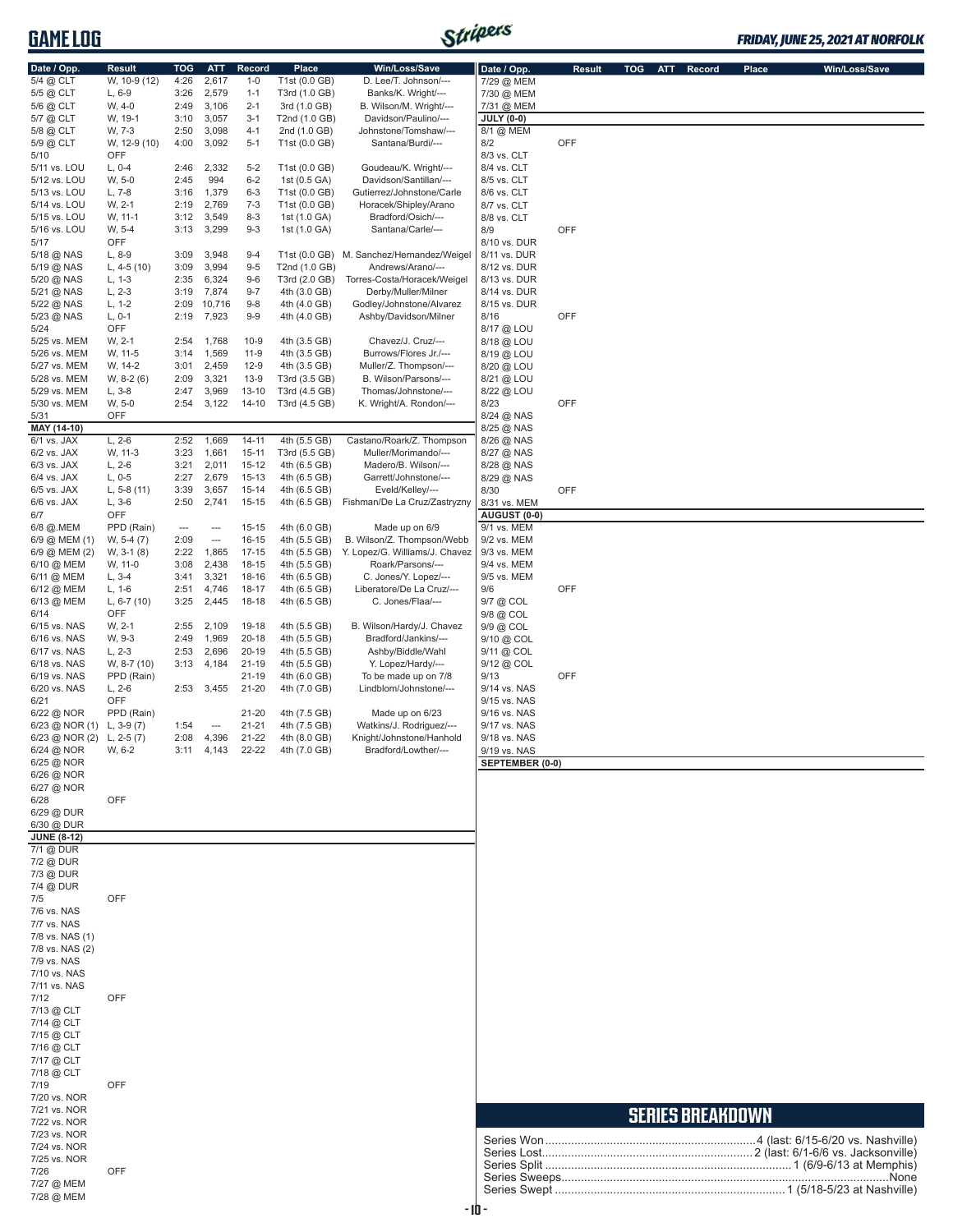# GAME LOG

| Date / Opp. | Result | TOG | ATT | Record | Place | Win/Loss/Save |
|---|---|---|---|---|---|---|
| 5/4 @ CLT | W, 10-9 (12) | 4:26 | 2,617 | 1-0 | T1st (0.0 GB) | D. Lee/T. Johnson/--- |
| 5/5 @ CLT | L, 6-9 | 3:26 | 2,579 | 1-1 | T3rd (1.0 GB) | Banks/K. Wright/--- |
| 5/6 @ CLT | W, 4-0 | 2:49 | 3,106 | 2-1 | 3rd (1.0 GB) | B. Wilson/M. Wright/--- |
| 5/7 @ CLT | W, 19-1 | 3:10 | 3,057 | 3-1 | T2nd (1.0 GB) | Davidson/Paulino/--- |
| 5/8 @ CLT | W, 7-3 | 2:50 | 3,098 | 4-1 | 2nd (1.0 GB) | Johnstone/Tomshaw/--- |
| 5/9 @ CLT | W, 12-9 (10) | 4:00 | 3,092 | 5-1 | T1st (0.0 GB) | Santana/Burdi/--- |
| 5/10 | OFF | | | | | |
| 5/11 vs. LOU | L, 0-4 | 2:46 | 2,332 | 5-2 | T1st (0.0 GB) | Goudeau/K. Wright/--- |
| 5/12 vs. LOU | W, 5-0 | 2:45 | 994 | 6-2 | 1st (0.5 GA) | Davidson/Santillan/--- |
| 5/13 vs. LOU | L, 7-8 | 3:16 | 1,379 | 6-3 | T1st (0.0 GB) | Gutierrez/Johnstone/Carle |
| 5/14 vs. LOU | W, 2-1 | 2:19 | 2,769 | 7-3 | T1st (0.0 GB) | Horacek/Shipley/Arano |
| 5/15 vs. LOU | W, 11-1 | 3:12 | 3,549 | 8-3 | 1st (1.0 GA) | Bradford/Osich/--- |
| 5/16 vs. LOU | W, 5-4 | 3:13 | 3,299 | 9-3 | 1st (1.0 GA) | Santana/Carle/--- |
| 5/17 | OFF | | | | | |
| 5/18 @ NAS | L, 8-9 | 3:09 | 3,948 | 9-4 | T1st (0.0 GB) | M. Sanchez/Hernandez/Weigel |
| 5/19 @ NAS | L, 4-5 (10) | 3:09 | 3,994 | 9-5 | T2nd (1.0 GB) | Andrews/Arano/--- |
| 5/20 @ NAS | L, 1-3 | 2:35 | 6,324 | 9-6 | T3rd (2.0 GB) | Torres-Costa/Horacek/Weigel |
| 5/21 @ NAS | L, 2-3 | 3:19 | 7,874 | 9-7 | 4th (3.0 GB) | Derby/Muller/Milner |
| 5/22 @ NAS | L, 1-2 | 2:09 | 10,716 | 9-8 | 4th (4.0 GB) | Godley/Johnstone/Alvarez |
| 5/23 @ NAS | L, 0-1 | 2:19 | 7,923 | 9-9 | 4th (4.0 GB) | Ashby/Davidson/Milner |
| 5/24 | OFF | | | | | |
| 5/25 vs. MEM | W, 2-1 | 2:54 | 1,768 | 10-9 | 4th (3.5 GB) | Chavez/J. Cruz/--- |
| 5/26 vs. MEM | W, 11-5 | 3:14 | 1,569 | 11-9 | 4th (3.5 GB) | Burrows/Flores Jr./--- |
| 5/27 vs. MEM | W, 14-2 | 3:01 | 2,459 | 12-9 | 4th (3.5 GB) | Muller/Z. Thompson/--- |
| 5/28 vs. MEM | W, 8-2 (6) | 2:09 | 3,321 | 13-9 | T3rd (3.5 GB) | B. Wilson/Parsons/--- |
| 5/29 vs. MEM | L, 3-8 | 2:47 | 3,969 | 13-10 | T3rd (4.5 GB) | Thomas/Johnstone/--- |
| 5/30 vs. MEM | W, 5-0 | 2:54 | 3,122 | 14-10 | T3rd (4.5 GB) | K. Wright/A. Rondon/--- |
| 5/31 | OFF | | | | | |
| **MAY (14-10)** | | | | | | |
| 6/1 vs. JAX | L, 2-6 | 2:52 | 1,669 | 14-11 | 4th (5.5 GB) | Castano/Roark/Z. Thompson |
| 6/2 vs. JAX | W, 11-3 | 3:23 | 1,661 | 15-11 | T3rd (5.5 GB) | Muller/Morimando/--- |
| 6/3 vs. JAX | L, 2-6 | 3:21 | 2,011 | 15-12 | 4th (6.5 GB) | Madero/B. Wilson/--- |
| 6/4 vs. JAX | L, 0-5 | 2:27 | 2,679 | 15-13 | 4th (6.5 GB) | Garrett/Johnstone/--- |
| 6/5 vs. JAX | L, 5-8 (11) | 3:39 | 3,657 | 15-14 | 4th (6.5 GB) | Eveld/Kelley/--- |
| 6/6 vs. JAX | L, 3-6 | 2:50 | 2,741 | 15-15 | 4th (6.5 GB) | Fishman/De La Cruz/Zastryzny |
| 6/7 | OFF | | | | | |
| 6/8 @ MEM | PPD (Rain) | --- | --- | 15-15 | 4th (6.0 GB) | Made up on 6/9 |
| 6/9 @ MEM (1) | W, 5-4 (7) | 2:09 | --- | 16-15 | 4th (5.5 GB) | B. Wilson/Z. Thompson/Webb |
| 6/9 @ MEM (2) | W, 3-1 (8) | 2:22 | 1,865 | 17-15 | 4th (5.5 GB) | Y. Lopez/G. Williams/J. Chavez |
| 6/10 @ MEM | W, 11-0 | 3:08 | 2,438 | 18-15 | 4th (5.5 GB) | Roark/Parsons/--- |
| 6/11 @ MEM | L, 3-4 | 3:41 | 3,321 | 18-16 | 4th (6.5 GB) | C. Jones/Y. Lopez/--- |
| 6/12 @ MEM | L, 1-6 | 2:51 | 4,746 | 18-17 | 4th (6.5 GB) | Liberatore/De La Cruz/--- |
| 6/13 @ MEM | L, 6-7 (10) | 3:25 | 2,445 | 18-18 | 4th (6.5 GB) | C. Jones/Flaa/--- |
| 6/14 | OFF | | | | | |
| 6/15 vs. NAS | W, 2-1 | 2:55 | 2,109 | 19-18 | 4th (5.5 GB) | B. Wilson/Hardy/J. Chavez |
| 6/16 vs. NAS | W, 9-3 | 2:49 | 1,969 | 20-18 | 4th (5.5 GB) | Bradford/Jankins/--- |
| 6/17 vs. NAS | L, 2-3 | 2:53 | 2,696 | 20-19 | 4th (5.5 GB) | Ashby/Biddle/Wahl |
| 6/18 vs. NAS | W, 8-7 (10) | 3:13 | 4,184 | 21-19 | 4th (5.5 GB) | Y. Lopez/Hardy/--- |
| 6/19 vs. NAS | PPD (Rain) | | | 21-19 | 4th (6.0 GB) | To be made up on 7/8 |
| 6/20 vs. NAS | L, 2-6 | 2:53 | 3,455 | 21-20 | 4th (7.0 GB) | Lindblom/Johnstone/--- |
| 6/21 | OFF | | | | | |
| 6/22 @ NOR | PPD (Rain) | | | 21-20 | 4th (7.5 GB) | Made up on 6/23 |
| 6/23 @ NOR (1) | L, 3-9 (7) | 1:54 | --- | 21-21 | 4th (7.5 GB) | Watkins/J. Rodriguez/--- |
| 6/23 @ NOR (2) | L, 2-5 (7) | 2:08 | 4,396 | 21-22 | 4th (8.0 GB) | Knight/Johnstone/Hanhold |
| 6/24 @ NOR | W, 6-2 | 3:11 | 4,143 | 22-22 | 4th (7.0 GB) | Bradford/Lowther/--- |
| 6/25 @ NOR | | | | | | |
| 6/26 @ NOR | | | | | | |
| 6/27 @ NOR | | | | | | |
| 6/28 | OFF | | | | | |
| 6/29 @ DUR | | | | | | |
| 6/30 @ DUR | | | | | | |
| **JUNE (8-12)** | | | | | | |
| 7/1 @ DUR | | | | | | |
| 7/2 @ DUR | | | | | | |
| 7/3 @ DUR | | | | | | |
| 7/4 @ DUR | | | | | | |
| 7/5 | OFF | | | | | |
| 7/6 vs. NAS | | | | | | |
| 7/7 vs. NAS | | | | | | |
| 7/8 vs. NAS (1) | | | | | | |
| 7/8 vs. NAS (2) | | | | | | |
| 7/9 vs. NAS | | | | | | |
| 7/10 vs. NAS | | | | | | |
| 7/11 vs. NAS | | | | | | |
| 7/12 | OFF | | | | | |
| 7/13 @ CLT | | | | | | |
| 7/14 @ CLT | | | | | | |
| 7/15 @ CLT | | | | | | |
| 7/16 @ CLT | | | | | | |
| 7/17 @ CLT | | | | | | |
| 7/18 @ CLT | | | | | | |
| 7/19 | OFF | | | | | |
| 7/20 vs. NOR | | | | | | |
| 7/21 vs. NOR | | | | | | |
| 7/22 vs. NOR | | | | | | |
| 7/23 vs. NOR | | | | | | |
| 7/24 vs. NOR | | | | | | |
| 7/25 vs. NOR | | | | | | |
| 7/26 | OFF | | | | | |
| 7/27 @ MEM | | | | | | |
| 7/28 @ MEM | | | | | | |
| 7/29 @ MEM | | | | | | |
| 7/30 @ MEM | | | | | | |
| 7/31 @ MEM | | | | | | |
| **JULY (0-0)** | | | | | | |
| 8/1 @ MEM | | | | | | |
| 8/2 | OFF | | | | | |
| 8/3 vs. CLT | | | | | | |
| 8/4 vs. CLT | | | | | | |
| 8/5 vs. CLT | | | | | | |
| 8/6 vs. CLT | | | | | | |
| 8/7 vs. CLT | | | | | | |
| 8/8 vs. CLT | | | | | | |
| 8/9 | OFF | | | | | |
| 8/10 vs. DUR | | | | | | |
| 8/11 vs. DUR | | | | | | |
| 8/12 vs. DUR | | | | | | |
| 8/13 vs. DUR | | | | | | |
| 8/14 vs. DUR | | | | | | |
| 8/15 vs. DUR | | | | | | |
| 8/16 | OFF | | | | | |
| 8/17 @ LOU | | | | | | |
| 8/18 @ LOU | | | | | | |
| 8/19 @ LOU | | | | | | |
| 8/20 @ LOU | | | | | | |
| 8/21 @ LOU | | | | | | |
| 8/22 @ LOU | | | | | | |
| 8/23 | OFF | | | | | |
| 8/24 @ NAS | | | | | | |
| 8/25 @ NAS | | | | | | |
| 8/26 @ NAS | | | | | | |
| 8/27 @ NAS | | | | | | |
| 8/28 @ NAS | | | | | | |
| 8/29 @ NAS | | | | | | |
| 8/30 | OFF | | | | | |
| 8/31 vs. MEM | | | | | | |
| **AUGUST (0-0)** | | | | | | |
| 9/1 vs. MEM | | | | | | |
| 9/2 vs. MEM | | | | | | |
| 9/3 vs. MEM | | | | | | |
| 9/4 vs. MEM | | | | | | |
| 9/5 vs. MEM | | | | | | |
| 9/6 | OFF | | | | | |
| 9/7 @ COL | | | | | | |
| 9/8 @ COL | | | | | | |
| 9/9 @ COL | | | | | | |
| 9/10 @ COL | | | | | | |
| 9/11 @ COL | | | | | | |
| 9/12 @ COL | | | | | | |
| 9/13 | OFF | | | | | |
| 9/14 vs. NAS | | | | | | |
| 9/15 vs. NAS | | | | | | |
| 9/16 vs. NAS | | | | | | |
| 9/17 vs. NAS | | | | | | |
| 9/18 vs. NAS | | | | | | |
| 9/19 vs. NAS | | | | | | |
| **SEPTEMBER (0-0)** | | | | | | |

## SERIES BREAKDOWN

Series Won ........ 4 (last: 6/15-6/20 vs. Nashville)
Series Lost ........ 2 (last: 6/1-6/6 vs. Jacksonville)
Series Split ........ 1 (6/9-6/13 at Memphis)
Series Sweeps ........ None
Series Swept ........ 1 (5/18-5/23 at Nashville)